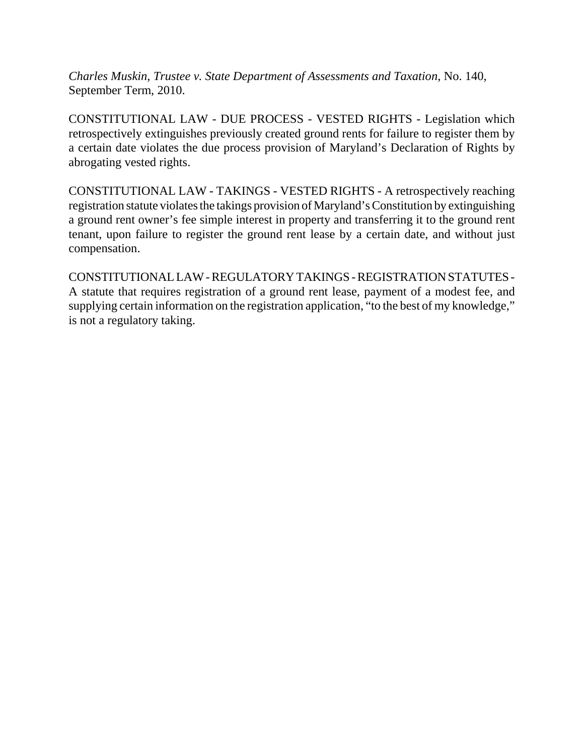*Charles Muskin, Trustee v. State Department of Assessments and Taxation*, No. 140, September Term, 2010.

CONSTITUTIONAL LAW - DUE PROCESS - VESTED RIGHTS - Legislation which retrospectively extinguishes previously created ground rents for failure to register them by a certain date violates the due process provision of Maryland's Declaration of Rights by abrogating vested rights.

CONSTITUTIONAL LAW - TAKINGS - VESTED RIGHTS - A retrospectively reaching registration statute violates the takings provision of Maryland's Constitution by extinguishing a ground rent owner's fee simple interest in property and transferring it to the ground rent tenant, upon failure to register the ground rent lease by a certain date, and without just compensation.

CONSTITUTIONAL LAW - REGULATORY TAKINGS - REGISTRATION STATUTES - A statute that requires registration of a ground rent lease, payment of a modest fee, and supplying certain information on the registration application, "to the best of my knowledge," is not a regulatory taking.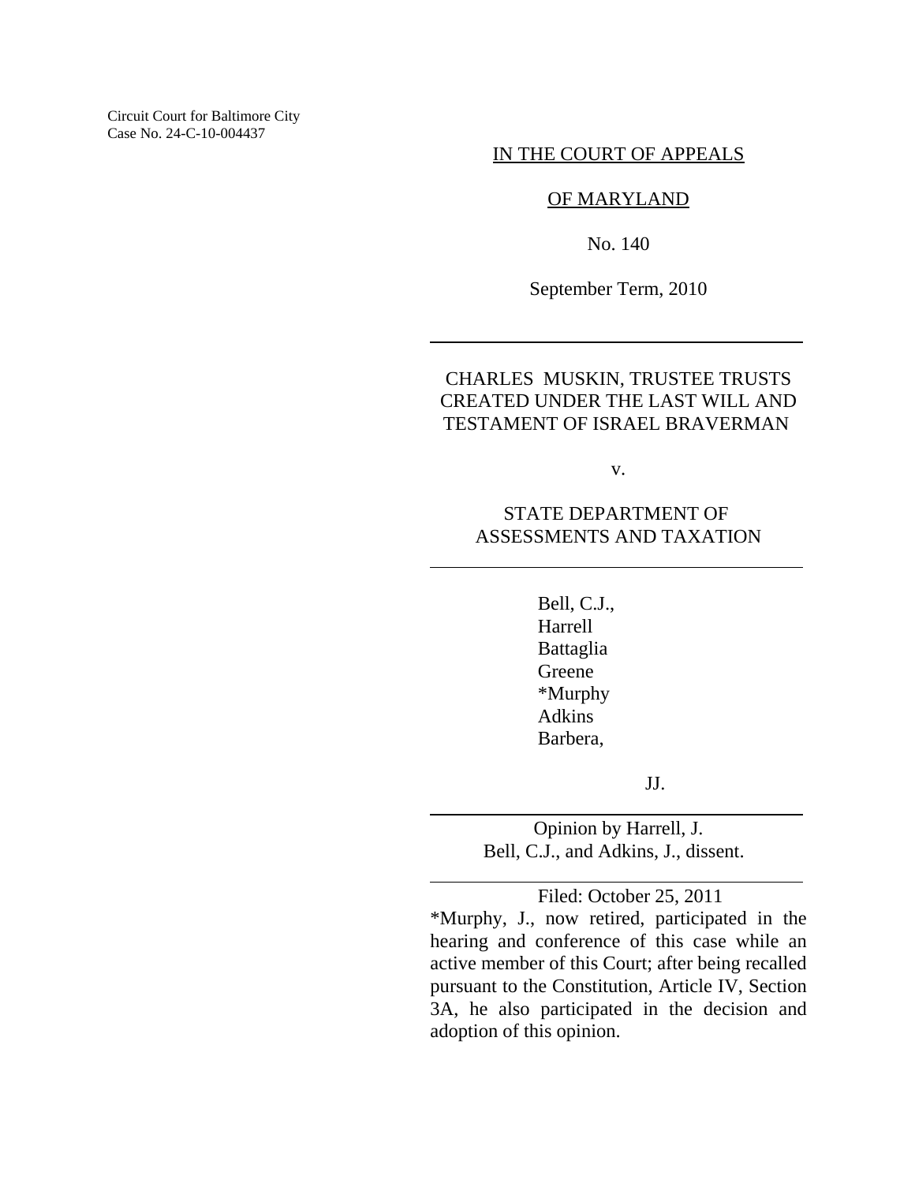Circuit Court for Baltimore City
Case No. 24-C-10-004437

IN THE COURT OF APPEALS

OF MARYLAND

No. 140

September Term, 2010

---

CHARLES MUSKIN, TRUSTEE TRUSTS CREATED UNDER THE LAST WILL AND TESTAMENT OF ISRAEL BRAVERMAN

v.

STATE DEPARTMENT OF ASSESSMENTS AND TAXATION

---

Bell, C.J.,
Harrell
Battaglia
Greene
*Murphy
Adkins
Barbera,

JJ.

---

Opinion by Harrell, J.
Bell, C.J., and Adkins, J., dissent.

---

Filed: October 25, 2011

*Murphy, J., now retired, participated in the hearing and conference of this case while an active member of this Court; after being recalled pursuant to the Constitution, Article IV, Section 3A, he also participated in the decision and adoption of this opinion.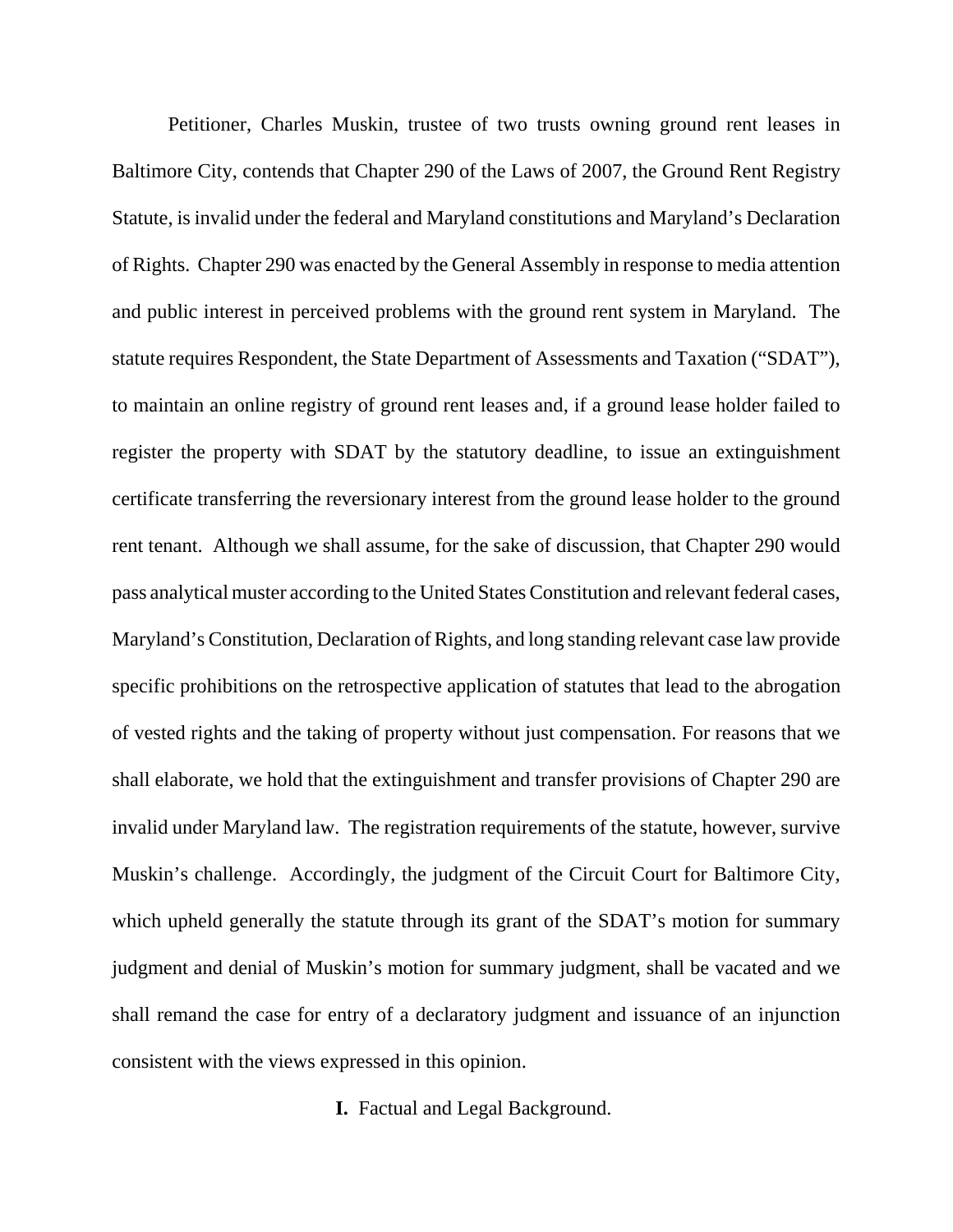Petitioner, Charles Muskin, trustee of two trusts owning ground rent leases in Baltimore City, contends that Chapter 290 of the Laws of 2007, the Ground Rent Registry Statute, is invalid under the federal and Maryland constitutions and Maryland's Declaration of Rights. Chapter 290 was enacted by the General Assembly in response to media attention and public interest in perceived problems with the ground rent system in Maryland. The statute requires Respondent, the State Department of Assessments and Taxation ("SDAT"), to maintain an online registry of ground rent leases and, if a ground lease holder failed to register the property with SDAT by the statutory deadline, to issue an extinguishment certificate transferring the reversionary interest from the ground lease holder to the ground rent tenant. Although we shall assume, for the sake of discussion, that Chapter 290 would pass analytical muster according to the United States Constitution and relevant federal cases, Maryland's Constitution, Declaration of Rights, and long standing relevant case law provide specific prohibitions on the retrospective application of statutes that lead to the abrogation of vested rights and the taking of property without just compensation. For reasons that we shall elaborate, we hold that the extinguishment and transfer provisions of Chapter 290 are invalid under Maryland law. The registration requirements of the statute, however, survive Muskin's challenge. Accordingly, the judgment of the Circuit Court for Baltimore City, which upheld generally the statute through its grant of the SDAT's motion for summary judgment and denial of Muskin's motion for summary judgment, shall be vacated and we shall remand the case for entry of a declaratory judgment and issuance of an injunction consistent with the views expressed in this opinion.

## **I.** Factual and Legal Background.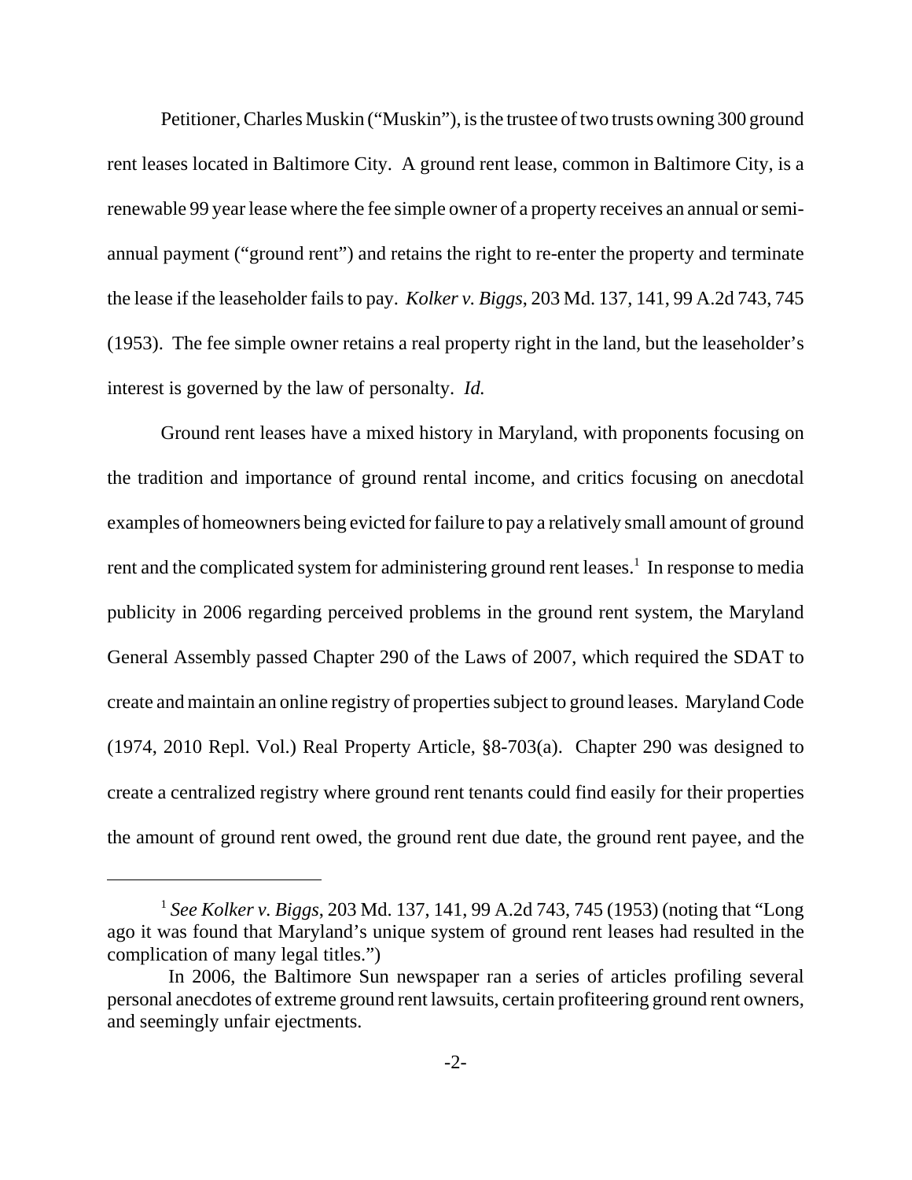Petitioner, Charles Muskin ("Muskin"), is the trustee of two trusts owning 300 ground rent leases located in Baltimore City. A ground rent lease, common in Baltimore City, is a renewable 99 year lease where the fee simple owner of a property receives an annual or semi-annual payment ("ground rent") and retains the right to re-enter the property and terminate the lease if the leaseholder fails to pay. *Kolker v. Biggs*, 203 Md. 137, 141, 99 A.2d 743, 745 (1953). The fee simple owner retains a real property right in the land, but the leaseholder's interest is governed by the law of personalty. *Id.*

Ground rent leases have a mixed history in Maryland, with proponents focusing on the tradition and importance of ground rental income, and critics focusing on anecdotal examples of homeowners being evicted for failure to pay a relatively small amount of ground rent and the complicated system for administering ground rent leases.[1] In response to media publicity in 2006 regarding perceived problems in the ground rent system, the Maryland General Assembly passed Chapter 290 of the Laws of 2007, which required the SDAT to create and maintain an online registry of properties subject to ground leases. Maryland Code (1974, 2010 Repl. Vol.) Real Property Article, §8-703(a). Chapter 290 was designed to create a centralized registry where ground rent tenants could find easily for their properties the amount of ground rent owed, the ground rent due date, the ground rent payee, and the

---

[1] *See Kolker v. Biggs*, 203 Md. 137, 141, 99 A.2d 743, 745 (1953) (noting that "Long ago it was found that Maryland's unique system of ground rent leases had resulted in the complication of many legal titles.")

In 2006, the Baltimore Sun newspaper ran a series of articles profiling several personal anecdotes of extreme ground rent lawsuits, certain profiteering ground rent owners, and seemingly unfair ejectments.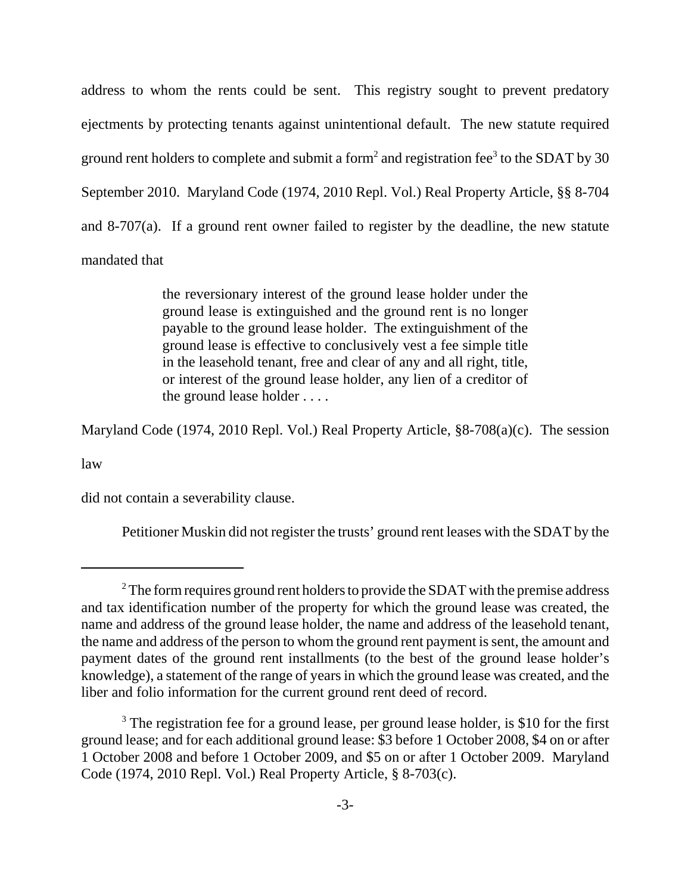address to whom the rents could be sent. This registry sought to prevent predatory ejectments by protecting tenants against unintentional default. The new statute required ground rent holders to complete and submit a form[2] and registration fee[3] to the SDAT by 30 September 2010. Maryland Code (1974, 2010 Repl. Vol.) Real Property Article, §§ 8-704 and 8-707(a). If a ground rent owner failed to register by the deadline, the new statute mandated that

> the reversionary interest of the ground lease holder under the ground lease is extinguished and the ground rent is no longer payable to the ground lease holder. The extinguishment of the ground lease is effective to conclusively vest a fee simple title in the leasehold tenant, free and clear of any and all right, title, or interest of the ground lease holder, any lien of a creditor of the ground lease holder . . . .

Maryland Code (1974, 2010 Repl. Vol.) Real Property Article, §8-708(a)(c). The session law

did not contain a severability clause.

Petitioner Muskin did not register the trusts' ground rent leases with the SDAT by the

---

[2] The form requires ground rent holders to provide the SDAT with the premise address and tax identification number of the property for which the ground lease was created, the name and address of the ground lease holder, the name and address of the leasehold tenant, the name and address of the person to whom the ground rent payment is sent, the amount and payment dates of the ground rent installments (to the best of the ground lease holder's knowledge), a statement of the range of years in which the ground lease was created, and the liber and folio information for the current ground rent deed of record.

[3] The registration fee for a ground lease, per ground lease holder, is $10 for the first ground lease; and for each additional ground lease: $3 before 1 October 2008, $4 on or after 1 October 2008 and before 1 October 2009, and $5 on or after 1 October 2009. Maryland Code (1974, 2010 Repl. Vol.) Real Property Article, § 8-703(c).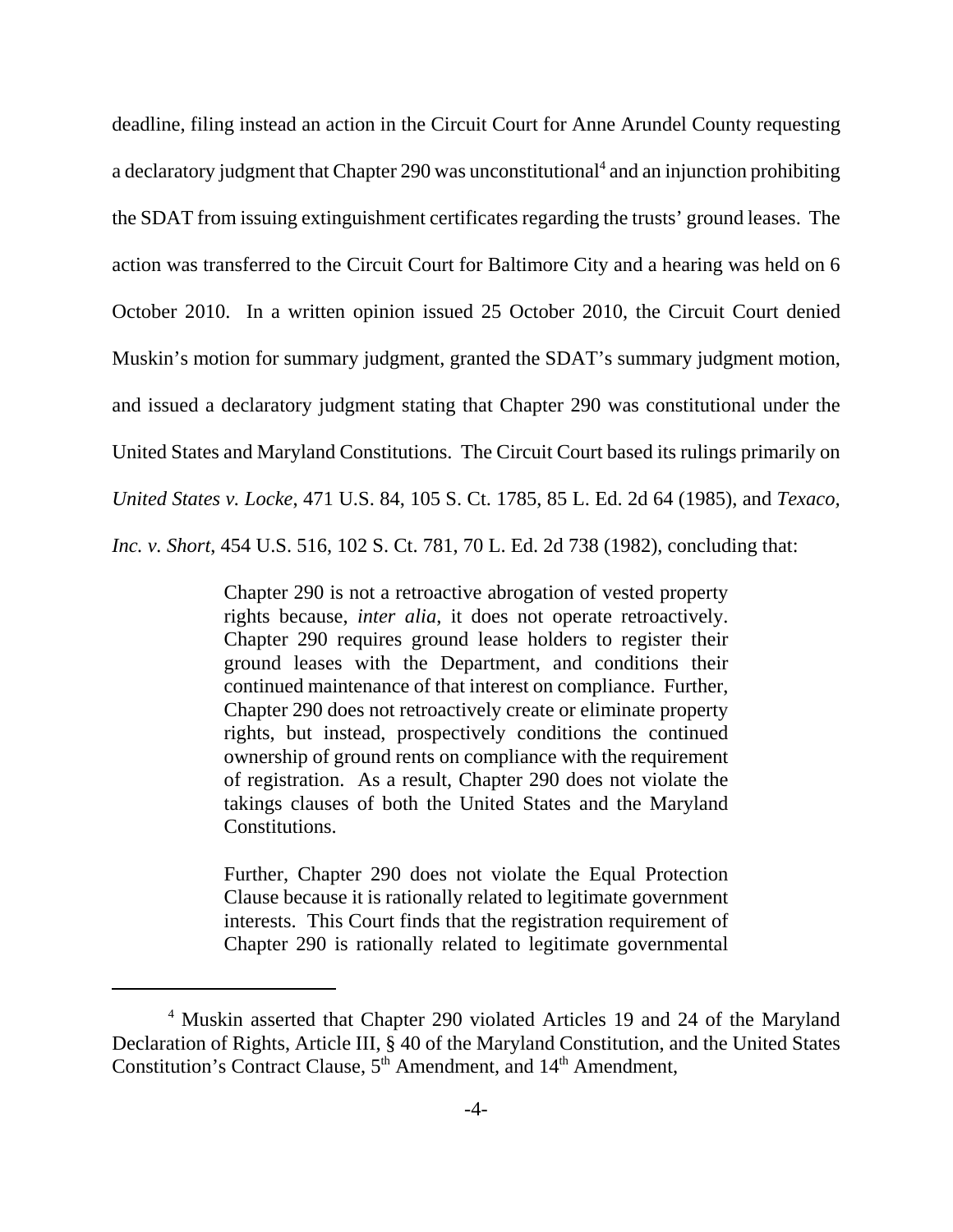deadline, filing instead an action in the Circuit Court for Anne Arundel County requesting a declaratory judgment that Chapter 290 was unconstitutional[4] and an injunction prohibiting the SDAT from issuing extinguishment certificates regarding the trusts' ground leases. The action was transferred to the Circuit Court for Baltimore City and a hearing was held on 6 October 2010. In a written opinion issued 25 October 2010, the Circuit Court denied Muskin's motion for summary judgment, granted the SDAT's summary judgment motion, and issued a declaratory judgment stating that Chapter 290 was constitutional under the United States and Maryland Constitutions. The Circuit Court based its rulings primarily on *United States v. Locke*, 471 U.S. 84, 105 S. Ct. 1785, 85 L. Ed. 2d 64 (1985), and *Texaco, Inc. v. Short*, 454 U.S. 516, 102 S. Ct. 781, 70 L. Ed. 2d 738 (1982), concluding that:

> Chapter 290 is not a retroactive abrogation of vested property rights because, *inter alia*, it does not operate retroactively. Chapter 290 requires ground lease holders to register their ground leases with the Department, and conditions their continued maintenance of that interest on compliance. Further, Chapter 290 does not retroactively create or eliminate property rights, but instead, prospectively conditions the continued ownership of ground rents on compliance with the requirement of registration. As a result, Chapter 290 does not violate the takings clauses of both the United States and the Maryland Constitutions.
>
> Further, Chapter 290 does not violate the Equal Protection Clause because it is rationally related to legitimate government interests. This Court finds that the registration requirement of Chapter 290 is rationally related to legitimate governmental

[4] Muskin asserted that Chapter 290 violated Articles 19 and 24 of the Maryland Declaration of Rights, Article III, § 40 of the Maryland Constitution, and the United States Constitution's Contract Clause, 5th Amendment, and 14th Amendment,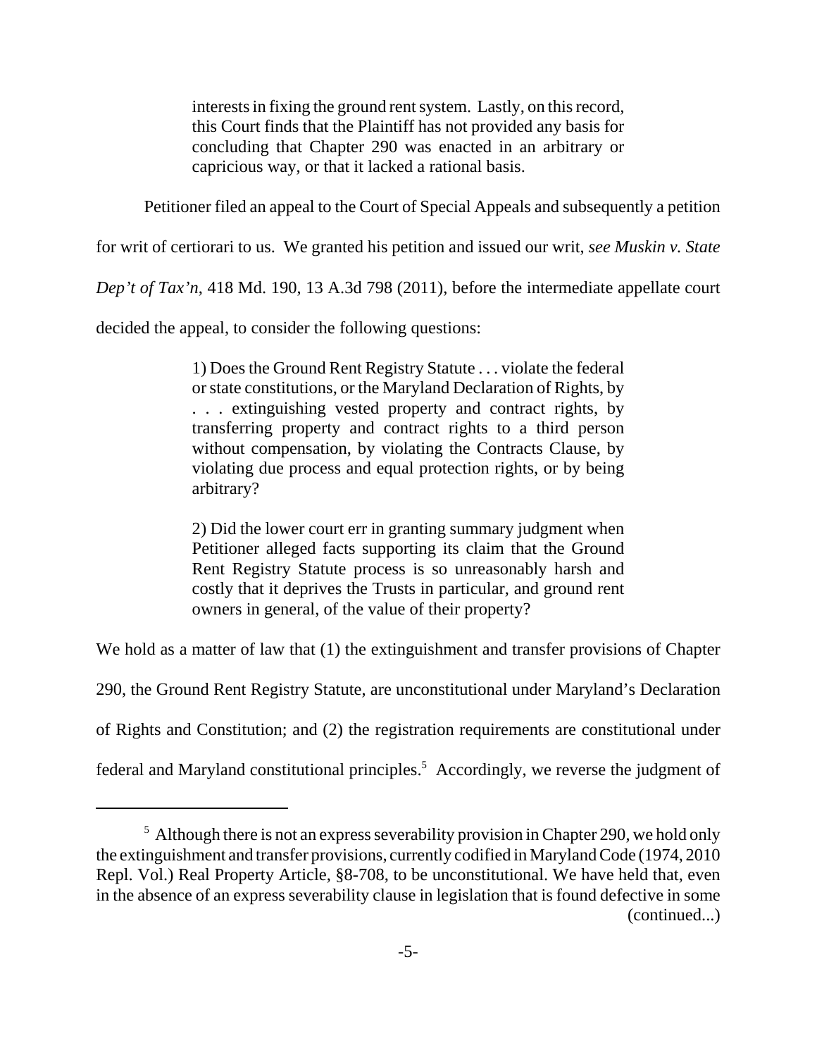> interests in fixing the ground rent system. Lastly, on this record, this Court finds that the Plaintiff has not provided any basis for concluding that Chapter 290 was enacted in an arbitrary or capricious way, or that it lacked a rational basis.

Petitioner filed an appeal to the Court of Special Appeals and subsequently a petition for writ of certiorari to us. We granted his petition and issued our writ, *see Muskin v. State Dep't of Tax'n*, 418 Md. 190, 13 A.3d 798 (2011), before the intermediate appellate court decided the appeal, to consider the following questions:

> 1) Does the Ground Rent Registry Statute . . . violate the federal or state constitutions, or the Maryland Declaration of Rights, by . . . extinguishing vested property and contract rights, by transferring property and contract rights to a third person without compensation, by violating the Contracts Clause, by violating due process and equal protection rights, or by being arbitrary?
>
> 2) Did the lower court err in granting summary judgment when Petitioner alleged facts supporting its claim that the Ground Rent Registry Statute process is so unreasonably harsh and costly that it deprives the Trusts in particular, and ground rent owners in general, of the value of their property?

We hold as a matter of law that (1) the extinguishment and transfer provisions of Chapter 290, the Ground Rent Registry Statute, are unconstitutional under Maryland's Declaration of Rights and Constitution; and (2) the registration requirements are constitutional under federal and Maryland constitutional principles.[5] Accordingly, we reverse the judgment of

---

[5] Although there is not an express severability provision in Chapter 290, we hold only the extinguishment and transfer provisions, currently codified in Maryland Code (1974, 2010 Repl. Vol.) Real Property Article, §8-708, to be unconstitutional. We have held that, even in the absence of an express severability clause in legislation that is found defective in some (continued...)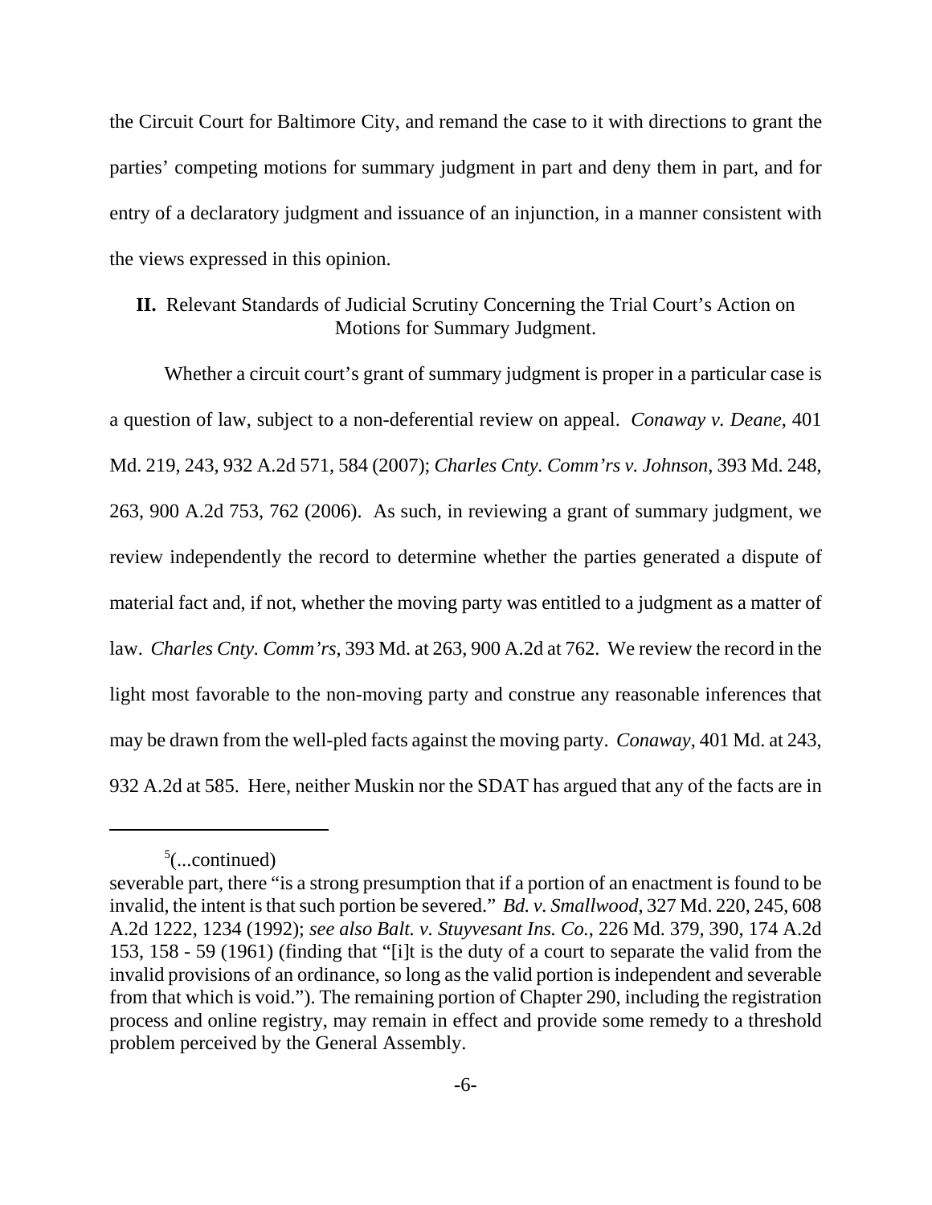the Circuit Court for Baltimore City, and remand the case to it with directions to grant the parties' competing motions for summary judgment in part and deny them in part, and for entry of a declaratory judgment and issuance of an injunction, in a manner consistent with the views expressed in this opinion.

## II. Relevant Standards of Judicial Scrutiny Concerning the Trial Court's Action on Motions for Summary Judgment.

Whether a circuit court's grant of summary judgment is proper in a particular case is a question of law, subject to a non-deferential review on appeal. *Conaway v. Deane*, 401 Md. 219, 243, 932 A.2d 571, 584 (2007); *Charles Cnty. Comm'rs v. Johnson*, 393 Md. 248, 263, 900 A.2d 753, 762 (2006). As such, in reviewing a grant of summary judgment, we review independently the record to determine whether the parties generated a dispute of material fact and, if not, whether the moving party was entitled to a judgment as a matter of law. *Charles Cnty. Comm'rs*, 393 Md. at 263, 900 A.2d at 762. We review the record in the light most favorable to the non-moving party and construe any reasonable inferences that may be drawn from the well-pled facts against the moving party. *Conaway*, 401 Md. at 243, 932 A.2d at 585. Here, neither Muskin nor the SDAT has argued that any of the facts are in

---

[5](...continued)
severable part, there "is a strong presumption that if a portion of an enactment is found to be invalid, the intent is that such portion be severed." *Bd. v. Smallwood*, 327 Md. 220, 245, 608 A.2d 1222, 1234 (1992); *see also Balt. v. Stuyvesant Ins. Co.*, 226 Md. 379, 390, 174 A.2d 153, 158 - 59 (1961) (finding that "[i]t is the duty of a court to separate the valid from the invalid provisions of an ordinance, so long as the valid portion is independent and severable from that which is void."). The remaining portion of Chapter 290, including the registration process and online registry, may remain in effect and provide some remedy to a threshold problem perceived by the General Assembly.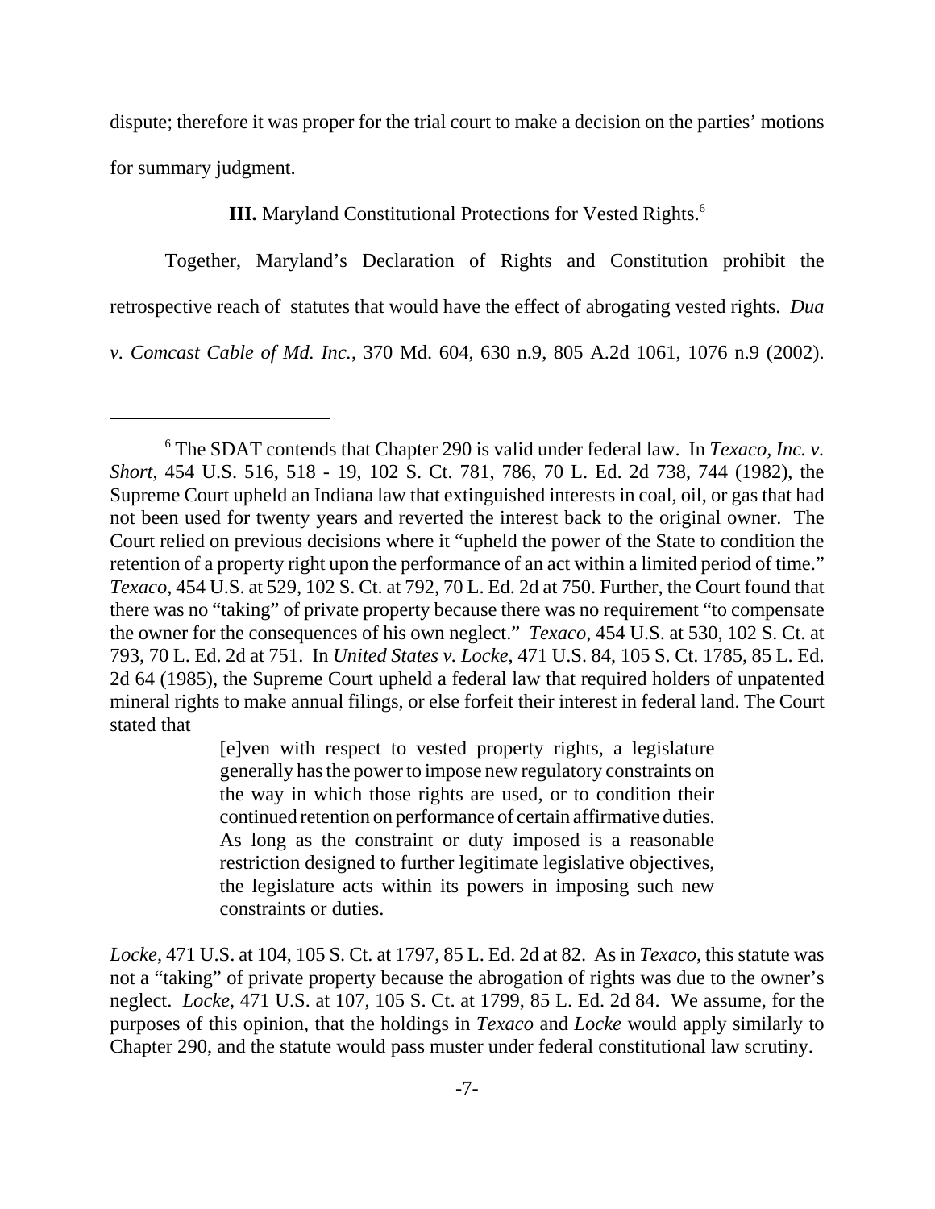dispute; therefore it was proper for the trial court to make a decision on the parties' motions for summary judgment.

**III.** Maryland Constitutional Protections for Vested Rights.[6]

Together, Maryland's Declaration of Rights and Constitution prohibit the retrospective reach of statutes that would have the effect of abrogating vested rights. *Dua v. Comcast Cable of Md. Inc.*, 370 Md. 604, 630 n.9, 805 A.2d 1061, 1076 n.9 (2002).

---

[6] The SDAT contends that Chapter 290 is valid under federal law. In *Texaco, Inc. v. Short*, 454 U.S. 516, 518 - 19, 102 S. Ct. 781, 786, 70 L. Ed. 2d 738, 744 (1982), the Supreme Court upheld an Indiana law that extinguished interests in coal, oil, or gas that had not been used for twenty years and reverted the interest back to the original owner. The Court relied on previous decisions where it "upheld the power of the State to condition the retention of a property right upon the performance of an act within a limited period of time." *Texaco*, 454 U.S. at 529, 102 S. Ct. at 792, 70 L. Ed. 2d at 750. Further, the Court found that there was no "taking" of private property because there was no requirement "to compensate the owner for the consequences of his own neglect." *Texaco*, 454 U.S. at 530, 102 S. Ct. at 793, 70 L. Ed. 2d at 751. In *United States v. Locke*, 471 U.S. 84, 105 S. Ct. 1785, 85 L. Ed. 2d 64 (1985), the Supreme Court upheld a federal law that required holders of unpatented mineral rights to make annual filings, or else forfeit their interest in federal land. The Court stated that

> [e]ven with respect to vested property rights, a legislature generally has the power to impose new regulatory constraints on the way in which those rights are used, or to condition their continued retention on performance of certain affirmative duties. As long as the constraint or duty imposed is a reasonable restriction designed to further legitimate legislative objectives, the legislature acts within its powers in imposing such new constraints or duties.

*Locke*, 471 U.S. at 104, 105 S. Ct. at 1797, 85 L. Ed. 2d at 82. As in *Texaco*, this statute was not a "taking" of private property because the abrogation of rights was due to the owner's neglect. *Locke*, 471 U.S. at 107, 105 S. Ct. at 1799, 85 L. Ed. 2d 84. We assume, for the purposes of this opinion, that the holdings in *Texaco* and *Locke* would apply similarly to Chapter 290, and the statute would pass muster under federal constitutional law scrutiny.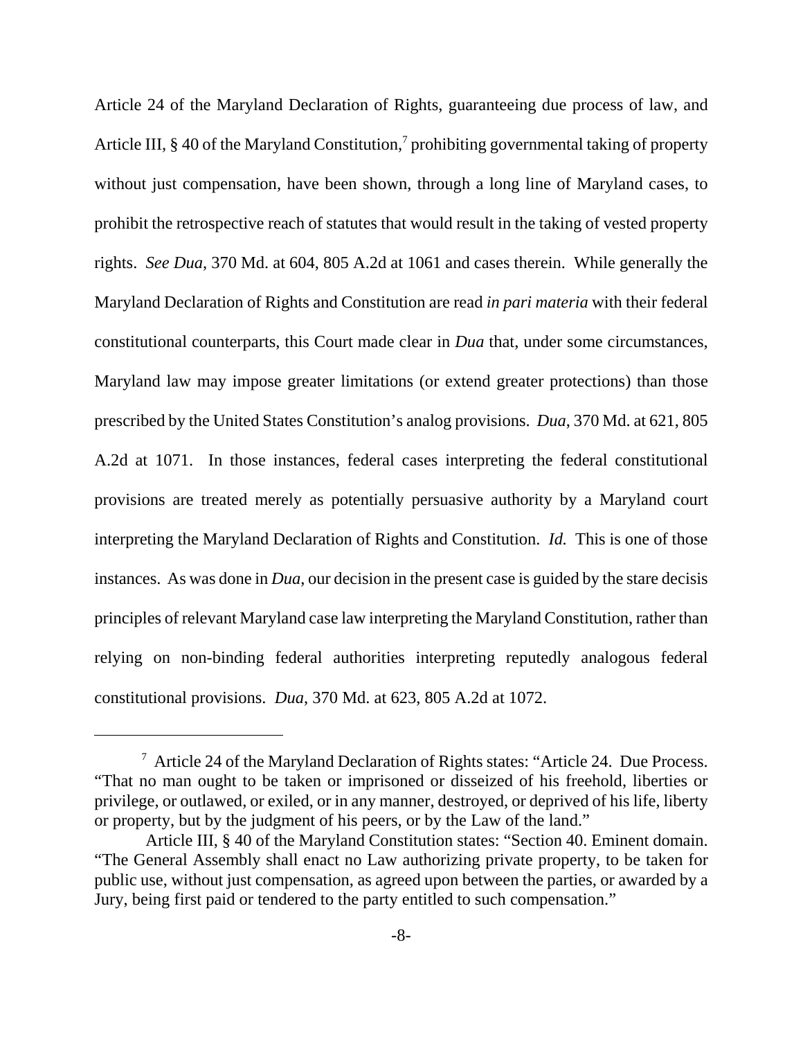Article 24 of the Maryland Declaration of Rights, guaranteeing due process of law, and Article III, § 40 of the Maryland Constitution,[7] prohibiting governmental taking of property without just compensation, have been shown, through a long line of Maryland cases, to prohibit the retrospective reach of statutes that would result in the taking of vested property rights. *See Dua*, 370 Md. at 604, 805 A.2d at 1061 and cases therein. While generally the Maryland Declaration of Rights and Constitution are read *in pari materia* with their federal constitutional counterparts, this Court made clear in *Dua* that, under some circumstances, Maryland law may impose greater limitations (or extend greater protections) than those prescribed by the United States Constitution's analog provisions. *Dua*, 370 Md. at 621, 805 A.2d at 1071. In those instances, federal cases interpreting the federal constitutional provisions are treated merely as potentially persuasive authority by a Maryland court interpreting the Maryland Declaration of Rights and Constitution. *Id.* This is one of those instances. As was done in *Dua*, our decision in the present case is guided by the stare decisis principles of relevant Maryland case law interpreting the Maryland Constitution, rather than relying on non-binding federal authorities interpreting reputedly analogous federal constitutional provisions. *Dua*, 370 Md. at 623, 805 A.2d at 1072.

---

[7] Article 24 of the Maryland Declaration of Rights states: "Article 24. Due Process. "That no man ought to be taken or imprisoned or disseized of his freehold, liberties or privilege, or outlawed, or exiled, or in any manner, destroyed, or deprived of his life, liberty or property, but by the judgment of his peers, or by the Law of the land."

Article III, § 40 of the Maryland Constitution states: "Section 40. Eminent domain. "The General Assembly shall enact no Law authorizing private property, to be taken for public use, without just compensation, as agreed upon between the parties, or awarded by a Jury, being first paid or tendered to the party entitled to such compensation."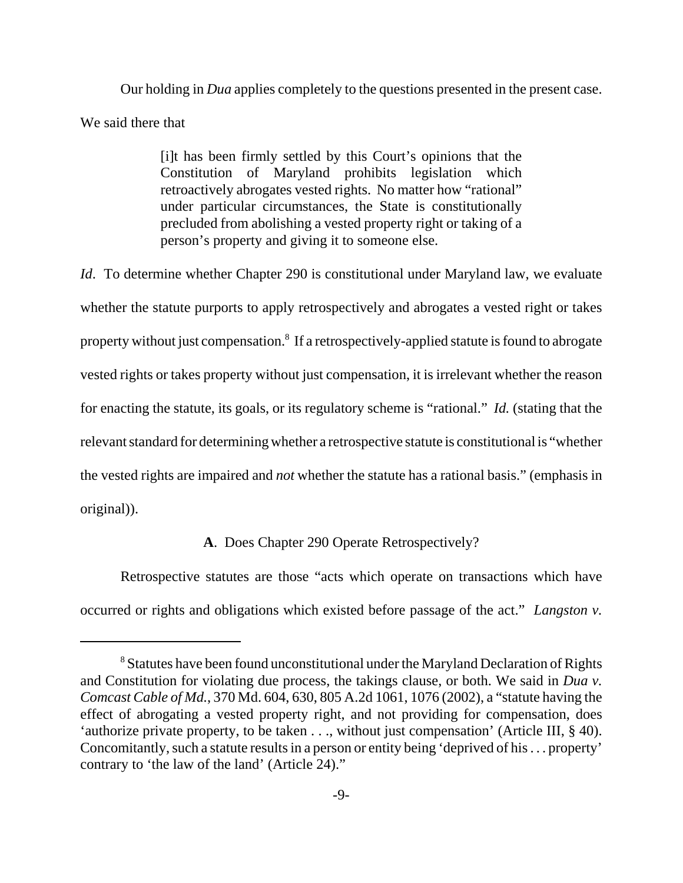Our holding in *Dua* applies completely to the questions presented in the present case. We said there that

> [i]t has been firmly settled by this Court's opinions that the Constitution of Maryland prohibits legislation which retroactively abrogates vested rights. No matter how "rational" under particular circumstances, the State is constitutionally precluded from abolishing a vested property right or taking of a person's property and giving it to someone else.

*Id*. To determine whether Chapter 290 is constitutional under Maryland law, we evaluate whether the statute purports to apply retrospectively and abrogates a vested right or takes property without just compensation.[8] If a retrospectively-applied statute is found to abrogate vested rights or takes property without just compensation, it is irrelevant whether the reason for enacting the statute, its goals, or its regulatory scheme is "rational." *Id.* (stating that the relevant standard for determining whether a retrospective statute is constitutional is "whether the vested rights are impaired and *not* whether the statute has a rational basis." (emphasis in original)).

**A**. Does Chapter 290 Operate Retrospectively?

Retrospective statutes are those "acts which operate on transactions which have occurred or rights and obligations which existed before passage of the act." *Langston v.*

[8] Statutes have been found unconstitutional under the Maryland Declaration of Rights and Constitution for violating due process, the takings clause, or both. We said in *Dua v. Comcast Cable of Md.*, 370 Md. 604, 630, 805 A.2d 1061, 1076 (2002), a "statute having the effect of abrogating a vested property right, and not providing for compensation, does 'authorize private property, to be taken . . ., without just compensation' (Article III, § 40). Concomitantly, such a statute results in a person or entity being 'deprived of his . . . property' contrary to 'the law of the land' (Article 24)."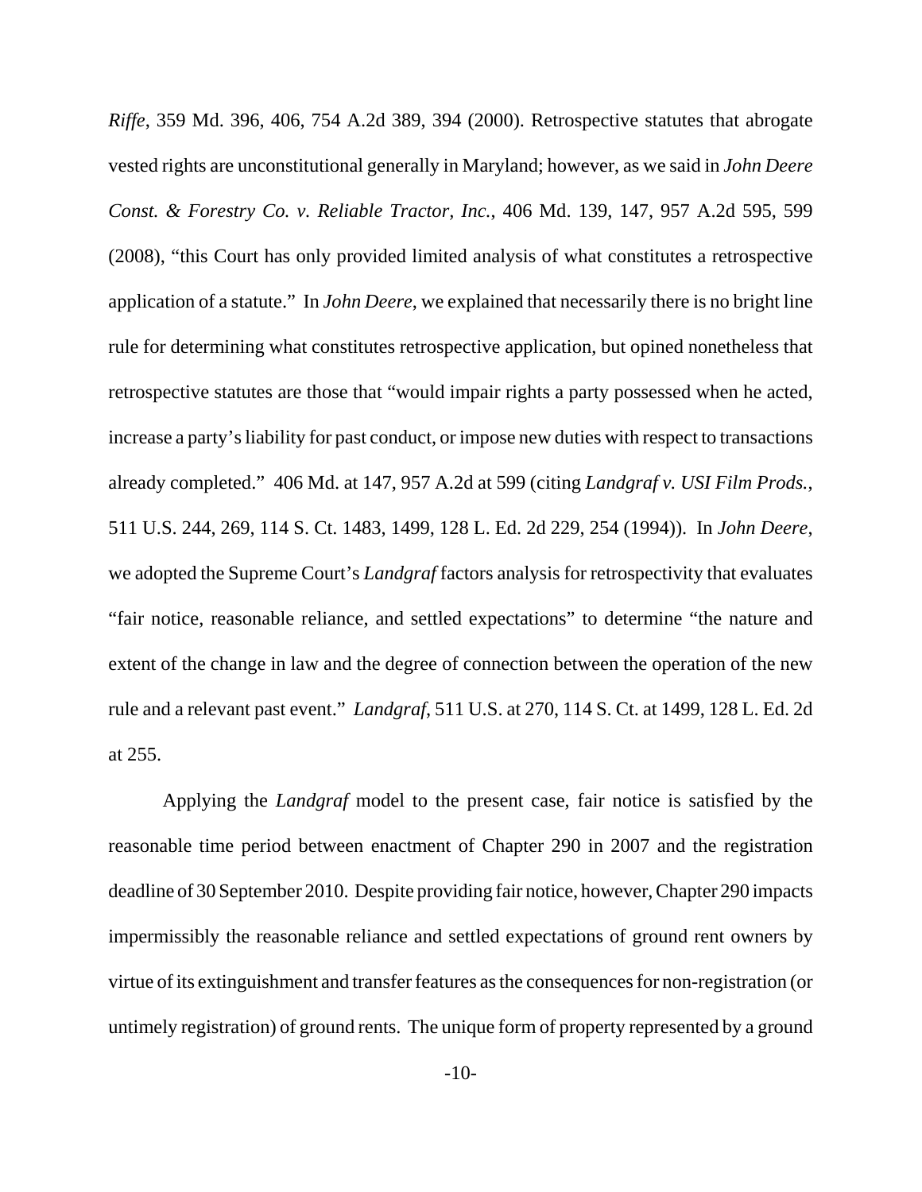*Riffe*, 359 Md. 396, 406, 754 A.2d 389, 394 (2000). Retrospective statutes that abrogate vested rights are unconstitutional generally in Maryland; however, as we said in *John Deere Const. & Forestry Co. v. Reliable Tractor, Inc.*, 406 Md. 139, 147, 957 A.2d 595, 599 (2008), "this Court has only provided limited analysis of what constitutes a retrospective application of a statute." In *John Deere*, we explained that necessarily there is no bright line rule for determining what constitutes retrospective application, but opined nonetheless that retrospective statutes are those that "would impair rights a party possessed when he acted, increase a party's liability for past conduct, or impose new duties with respect to transactions already completed." 406 Md. at 147, 957 A.2d at 599 (citing *Landgraf v. USI Film Prods.*, 511 U.S. 244, 269, 114 S. Ct. 1483, 1499, 128 L. Ed. 2d 229, 254 (1994)). In *John Deere*, we adopted the Supreme Court's *Landgraf* factors analysis for retrospectivity that evaluates "fair notice, reasonable reliance, and settled expectations" to determine "the nature and extent of the change in law and the degree of connection between the operation of the new rule and a relevant past event." *Landgraf*, 511 U.S. at 270, 114 S. Ct. at 1499, 128 L. Ed. 2d at 255.

Applying the *Landgraf* model to the present case, fair notice is satisfied by the reasonable time period between enactment of Chapter 290 in 2007 and the registration deadline of 30 September 2010. Despite providing fair notice, however, Chapter 290 impacts impermissibly the reasonable reliance and settled expectations of ground rent owners by virtue of its extinguishment and transfer features as the consequences for non-registration (or untimely registration) of ground rents. The unique form of property represented by a ground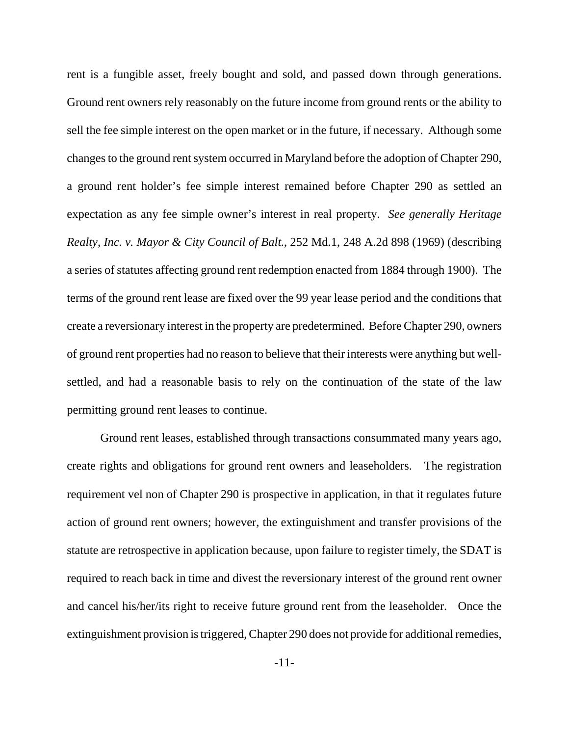rent is a fungible asset, freely bought and sold, and passed down through generations. Ground rent owners rely reasonably on the future income from ground rents or the ability to sell the fee simple interest on the open market or in the future, if necessary. Although some changes to the ground rent system occurred in Maryland before the adoption of Chapter 290, a ground rent holder's fee simple interest remained before Chapter 290 as settled an expectation as any fee simple owner's interest in real property. *See generally Heritage Realty, Inc. v. Mayor & City Council of Balt.*, 252 Md.1, 248 A.2d 898 (1969) (describing a series of statutes affecting ground rent redemption enacted from 1884 through 1900). The terms of the ground rent lease are fixed over the 99 year lease period and the conditions that create a reversionary interest in the property are predetermined. Before Chapter 290, owners of ground rent properties had no reason to believe that their interests were anything but well-settled, and had a reasonable basis to rely on the continuation of the state of the law permitting ground rent leases to continue.

Ground rent leases, established through transactions consummated many years ago, create rights and obligations for ground rent owners and leaseholders. The registration requirement vel non of Chapter 290 is prospective in application, in that it regulates future action of ground rent owners; however, the extinguishment and transfer provisions of the statute are retrospective in application because, upon failure to register timely, the SDAT is required to reach back in time and divest the reversionary interest of the ground rent owner and cancel his/her/its right to receive future ground rent from the leaseholder. Once the extinguishment provision is triggered, Chapter 290 does not provide for additional remedies,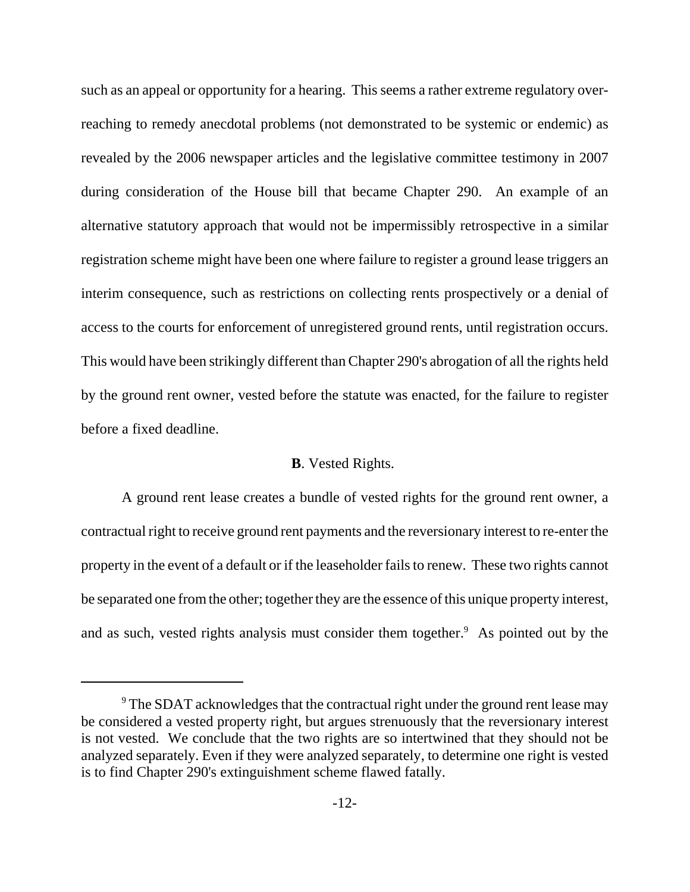such as an appeal or opportunity for a hearing. This seems a rather extreme regulatory over-reaching to remedy anecdotal problems (not demonstrated to be systemic or endemic) as revealed by the 2006 newspaper articles and the legislative committee testimony in 2007 during consideration of the House bill that became Chapter 290. An example of an alternative statutory approach that would not be impermissibly retrospective in a similar registration scheme might have been one where failure to register a ground lease triggers an interim consequence, such as restrictions on collecting rents prospectively or a denial of access to the courts for enforcement of unregistered ground rents, until registration occurs. This would have been strikingly different than Chapter 290's abrogation of all the rights held by the ground rent owner, vested before the statute was enacted, for the failure to register before a fixed deadline.

**B**. Vested Rights.

A ground rent lease creates a bundle of vested rights for the ground rent owner, a contractual right to receive ground rent payments and the reversionary interest to re-enter the property in the event of a default or if the leaseholder fails to renew. These two rights cannot be separated one from the other; together they are the essence of this unique property interest, and as such, vested rights analysis must consider them together.[9] As pointed out by the

[9] The SDAT acknowledges that the contractual right under the ground rent lease may be considered a vested property right, but argues strenuously that the reversionary interest is not vested. We conclude that the two rights are so intertwined that they should not be analyzed separately. Even if they were analyzed separately, to determine one right is vested is to find Chapter 290's extinguishment scheme flawed fatally.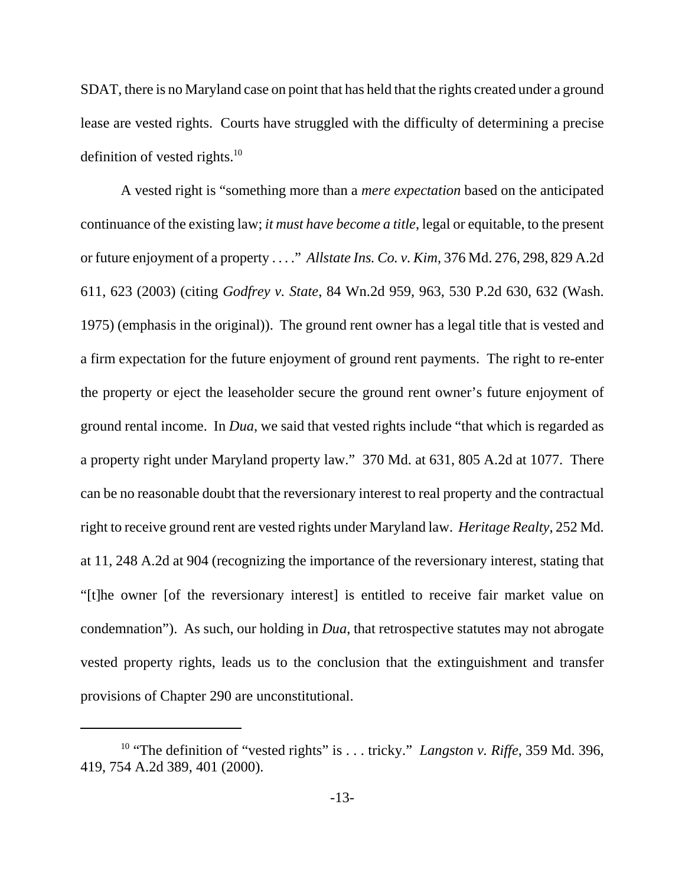SDAT, there is no Maryland case on point that has held that the rights created under a ground lease are vested rights. Courts have struggled with the difficulty of determining a precise definition of vested rights.[10]

A vested right is "something more than a *mere expectation* based on the anticipated continuance of the existing law; *it must have become a title*, legal or equitable, to the present or future enjoyment of a property . . . ." *Allstate Ins. Co. v. Kim*, 376 Md. 276, 298, 829 A.2d 611, 623 (2003) (citing *Godfrey v. State*, 84 Wn.2d 959, 963, 530 P.2d 630, 632 (Wash. 1975) (emphasis in the original)). The ground rent owner has a legal title that is vested and a firm expectation for the future enjoyment of ground rent payments. The right to re-enter the property or eject the leaseholder secure the ground rent owner's future enjoyment of ground rental income. In *Dua*, we said that vested rights include "that which is regarded as a property right under Maryland property law." 370 Md. at 631, 805 A.2d at 1077. There can be no reasonable doubt that the reversionary interest to real property and the contractual right to receive ground rent are vested rights under Maryland law. *Heritage Realty*, 252 Md. at 11, 248 A.2d at 904 (recognizing the importance of the reversionary interest, stating that "[t]he owner [of the reversionary interest] is entitled to receive fair market value on condemnation"). As such, our holding in *Dua*, that retrospective statutes may not abrogate vested property rights, leads us to the conclusion that the extinguishment and transfer provisions of Chapter 290 are unconstitutional.

---

[10] "The definition of "vested rights" is . . . tricky." *Langston v. Riffe*, 359 Md. 396, 419, 754 A.2d 389, 401 (2000).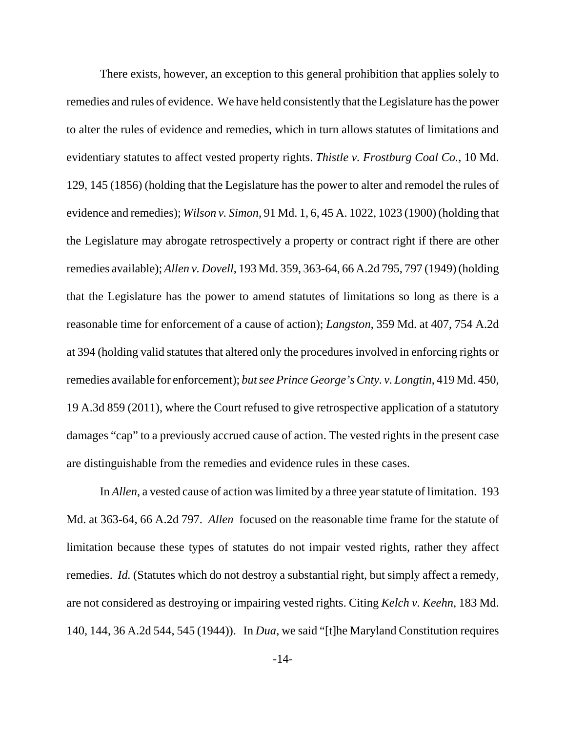There exists, however, an exception to this general prohibition that applies solely to remedies and rules of evidence. We have held consistently that the Legislature has the power to alter the rules of evidence and remedies, which in turn allows statutes of limitations and evidentiary statutes to affect vested property rights. *Thistle v. Frostburg Coal Co.*, 10 Md. 129, 145 (1856) (holding that the Legislature has the power to alter and remodel the rules of evidence and remedies); *Wilson v. Simon*, 91 Md. 1, 6, 45 A. 1022, 1023 (1900) (holding that the Legislature may abrogate retrospectively a property or contract right if there are other remedies available); *Allen v. Dovell*, 193 Md. 359, 363-64, 66 A.2d 795, 797 (1949) (holding that the Legislature has the power to amend statutes of limitations so long as there is a reasonable time for enforcement of a cause of action); *Langston*, 359 Md. at 407, 754 A.2d at 394 (holding valid statutes that altered only the procedures involved in enforcing rights or remedies available for enforcement); *but see Prince George's Cnty. v. Longtin*, 419 Md. 450, 19 A.3d 859 (2011), where the Court refused to give retrospective application of a statutory damages "cap" to a previously accrued cause of action. The vested rights in the present case are distinguishable from the remedies and evidence rules in these cases.

In *Allen*, a vested cause of action was limited by a three year statute of limitation. 193 Md. at 363-64, 66 A.2d 797. *Allen* focused on the reasonable time frame for the statute of limitation because these types of statutes do not impair vested rights, rather they affect remedies. *Id.* (Statutes which do not destroy a substantial right, but simply affect a remedy, are not considered as destroying or impairing vested rights. Citing *Kelch v. Keehn*, 183 Md. 140, 144, 36 A.2d 544, 545 (1944)). In *Dua*, we said "[t]he Maryland Constitution requires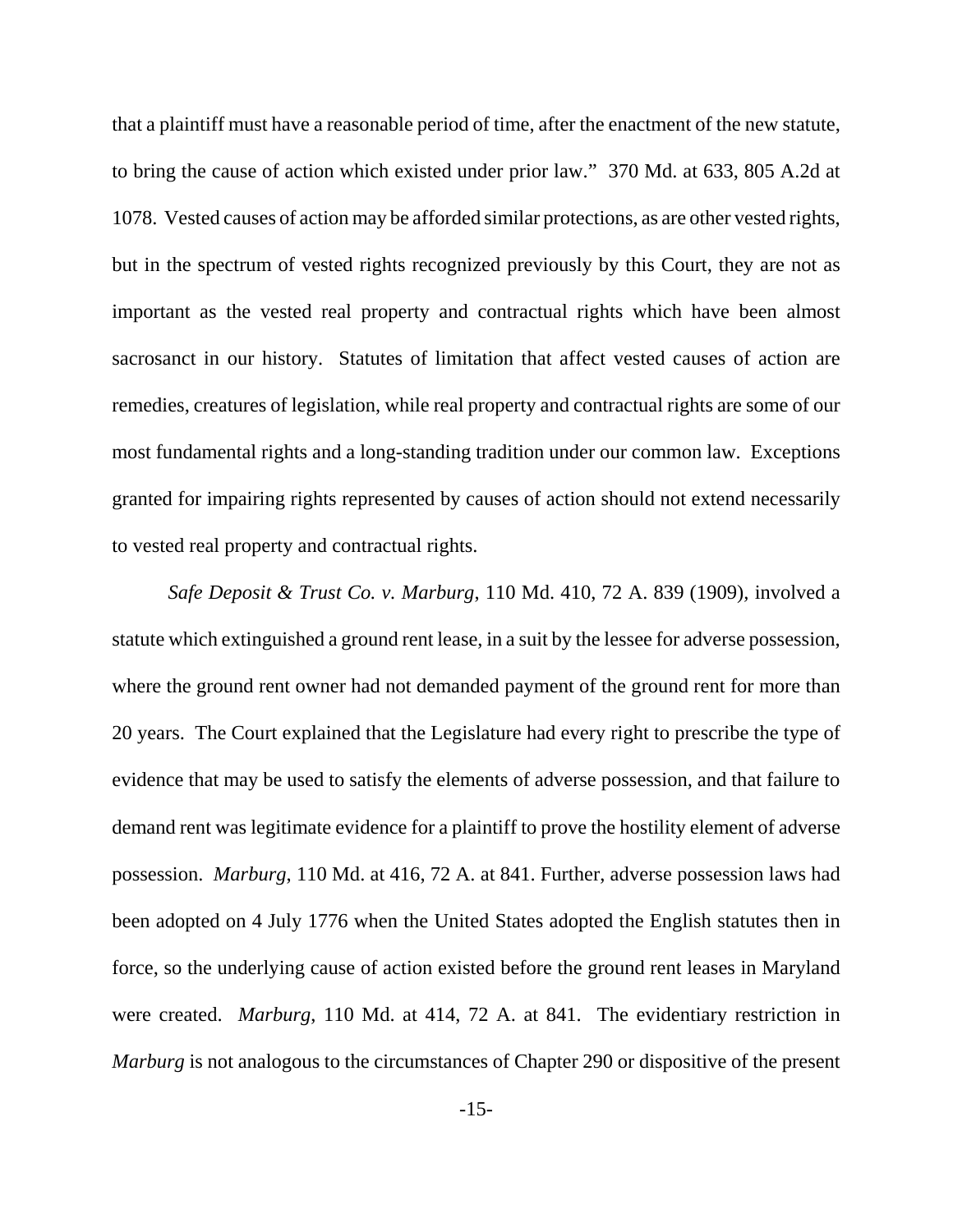that a plaintiff must have a reasonable period of time, after the enactment of the new statute, to bring the cause of action which existed under prior law." 370 Md. at 633, 805 A.2d at 1078. Vested causes of action may be afforded similar protections, as are other vested rights, but in the spectrum of vested rights recognized previously by this Court, they are not as important as the vested real property and contractual rights which have been almost sacrosanct in our history. Statutes of limitation that affect vested causes of action are remedies, creatures of legislation, while real property and contractual rights are some of our most fundamental rights and a long-standing tradition under our common law. Exceptions granted for impairing rights represented by causes of action should not extend necessarily to vested real property and contractual rights.

*Safe Deposit & Trust Co. v. Marburg*, 110 Md. 410, 72 A. 839 (1909), involved a statute which extinguished a ground rent lease, in a suit by the lessee for adverse possession, where the ground rent owner had not demanded payment of the ground rent for more than 20 years. The Court explained that the Legislature had every right to prescribe the type of evidence that may be used to satisfy the elements of adverse possession, and that failure to demand rent was legitimate evidence for a plaintiff to prove the hostility element of adverse possession. *Marburg*, 110 Md. at 416, 72 A. at 841. Further, adverse possession laws had been adopted on 4 July 1776 when the United States adopted the English statutes then in force, so the underlying cause of action existed before the ground rent leases in Maryland were created. *Marburg*, 110 Md. at 414, 72 A. at 841. The evidentiary restriction in *Marburg* is not analogous to the circumstances of Chapter 290 or dispositive of the present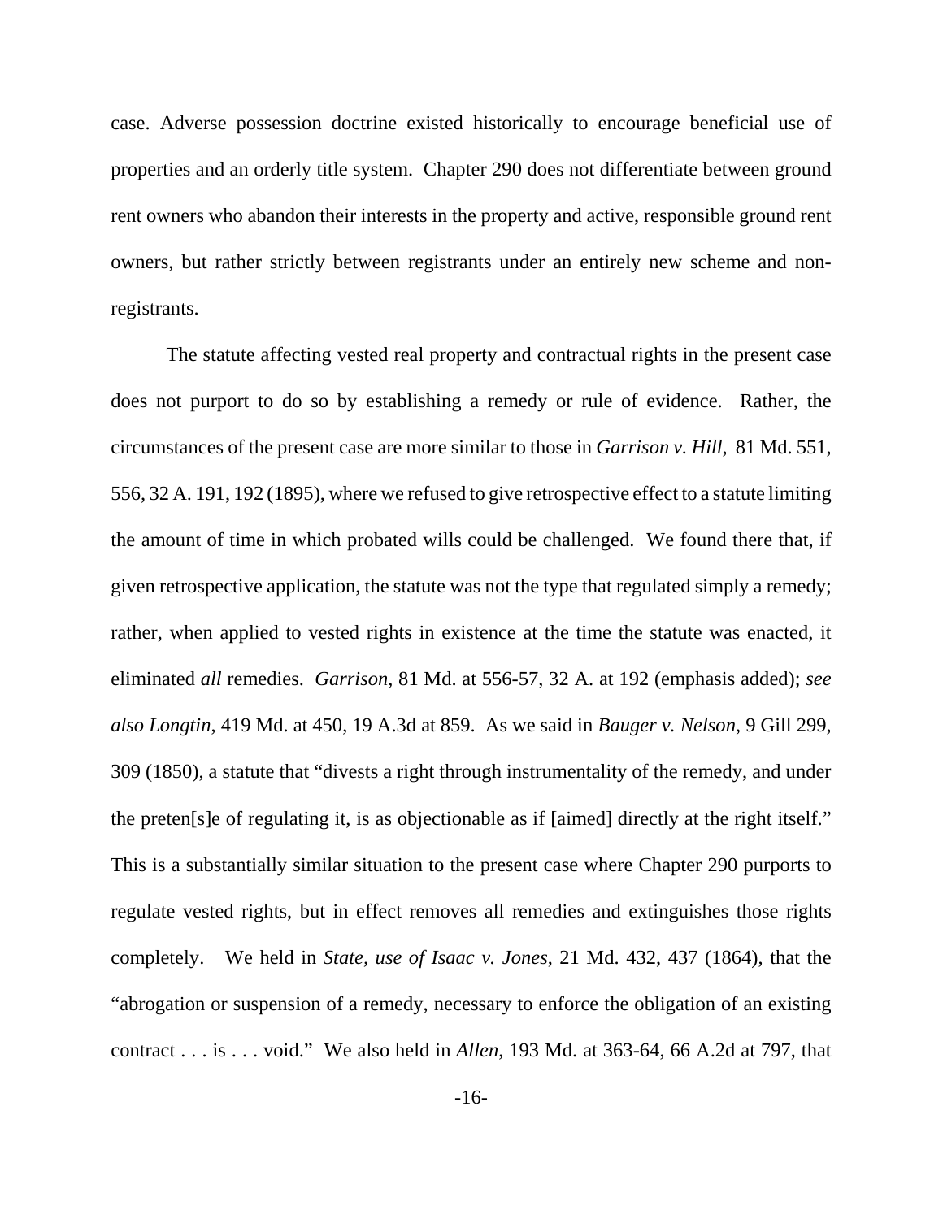case. Adverse possession doctrine existed historically to encourage beneficial use of properties and an orderly title system. Chapter 290 does not differentiate between ground rent owners who abandon their interests in the property and active, responsible ground rent owners, but rather strictly between registrants under an entirely new scheme and non-registrants.

The statute affecting vested real property and contractual rights in the present case does not purport to do so by establishing a remedy or rule of evidence. Rather, the circumstances of the present case are more similar to those in *Garrison v. Hill*, 81 Md. 551, 556, 32 A. 191, 192 (1895), where we refused to give retrospective effect to a statute limiting the amount of time in which probated wills could be challenged. We found there that, if given retrospective application, the statute was not the type that regulated simply a remedy; rather, when applied to vested rights in existence at the time the statute was enacted, it eliminated *all* remedies. *Garrison*, 81 Md. at 556-57, 32 A. at 192 (emphasis added); *see also Longtin*, 419 Md. at 450, 19 A.3d at 859. As we said in *Bauger v. Nelson*, 9 Gill 299, 309 (1850), a statute that "divests a right through instrumentality of the remedy, and under the preten[s]e of regulating it, is as objectionable as if [aimed] directly at the right itself." This is a substantially similar situation to the present case where Chapter 290 purports to regulate vested rights, but in effect removes all remedies and extinguishes those rights completely. We held in *State, use of Isaac v. Jones*, 21 Md. 432, 437 (1864), that the "abrogation or suspension of a remedy, necessary to enforce the obligation of an existing contract . . . is . . . void." We also held in *Allen*, 193 Md. at 363-64, 66 A.2d at 797, that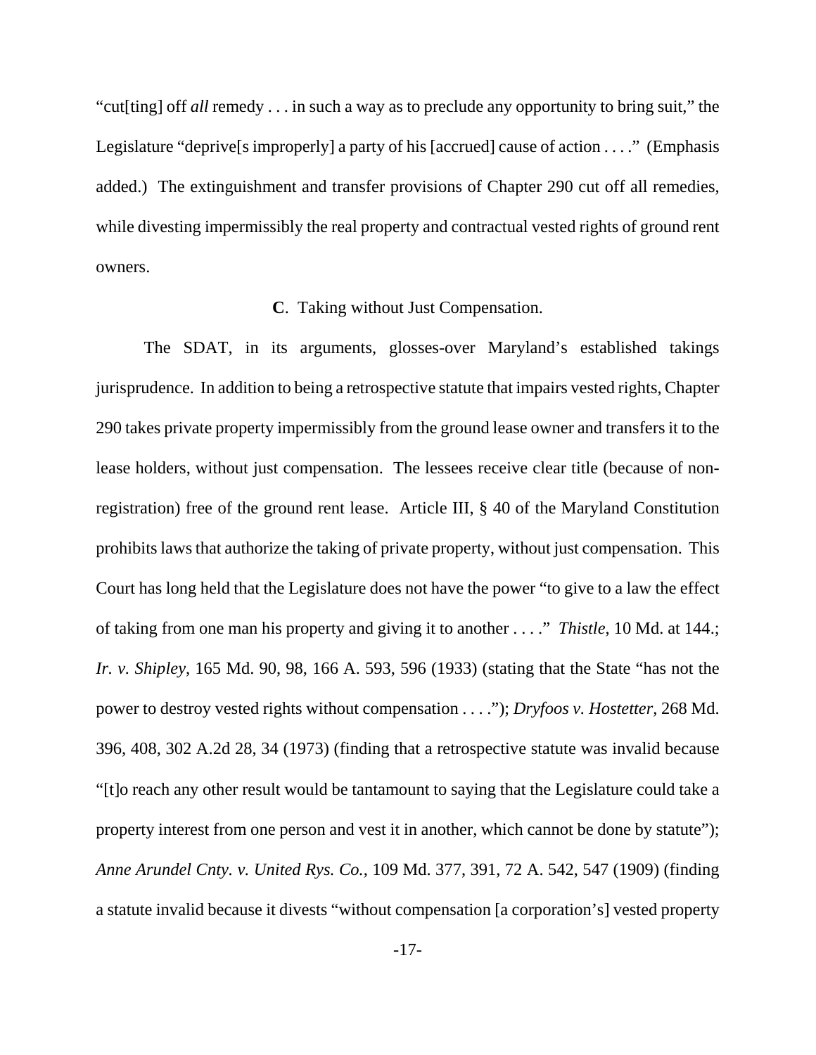"cut[ting] off *all* remedy . . . in such a way as to preclude any opportunity to bring suit," the Legislature "deprive[s improperly] a party of his [accrued] cause of action . . . ." (Emphasis added.) The extinguishment and transfer provisions of Chapter 290 cut off all remedies, while divesting impermissibly the real property and contractual vested rights of ground rent owners.

**C**. Taking without Just Compensation.

The SDAT, in its arguments, glosses-over Maryland's established takings jurisprudence. In addition to being a retrospective statute that impairs vested rights, Chapter 290 takes private property impermissibly from the ground lease owner and transfers it to the lease holders, without just compensation. The lessees receive clear title (because of non-registration) free of the ground rent lease. Article III, § 40 of the Maryland Constitution prohibits laws that authorize the taking of private property, without just compensation. This Court has long held that the Legislature does not have the power "to give to a law the effect of taking from one man his property and giving it to another . . . ." *Thistle*, 10 Md. at 144.; *Ir. v. Shipley*, 165 Md. 90, 98, 166 A. 593, 596 (1933) (stating that the State "has not the power to destroy vested rights without compensation . . . ."); *Dryfoos v. Hostetter*, 268 Md. 396, 408, 302 A.2d 28, 34 (1973) (finding that a retrospective statute was invalid because "[t]o reach any other result would be tantamount to saying that the Legislature could take a property interest from one person and vest it in another, which cannot be done by statute"); *Anne Arundel Cnty. v. United Rys. Co.*, 109 Md. 377, 391, 72 A. 542, 547 (1909) (finding a statute invalid because it divests "without compensation [a corporation's] vested property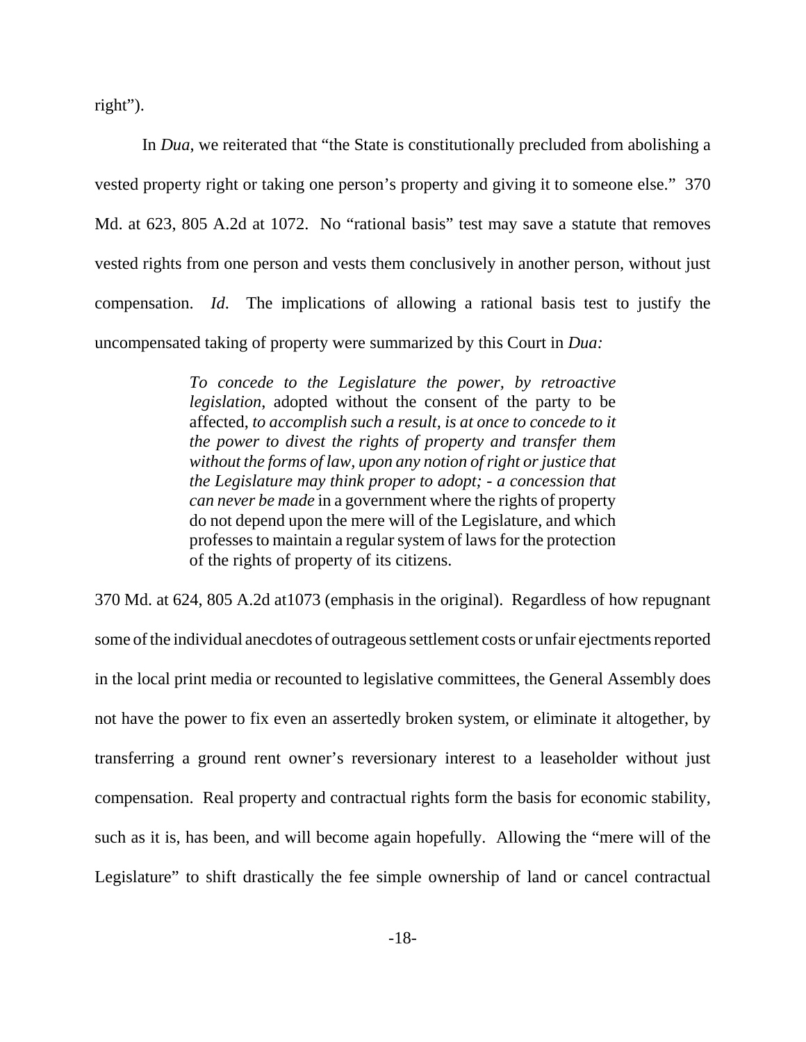right").

In *Dua*, we reiterated that "the State is constitutionally precluded from abolishing a vested property right or taking one person's property and giving it to someone else." 370 Md. at 623, 805 A.2d at 1072. No "rational basis" test may save a statute that removes vested rights from one person and vests them conclusively in another person, without just compensation. *Id*. The implications of allowing a rational basis test to justify the uncompensated taking of property were summarized by this Court in *Dua:*

> *To concede to the Legislature the power, by retroactive legislation*, adopted without the consent of the party to be affected, *to accomplish such a result, is at once to concede to it the power to divest the rights of property and transfer them without the forms of law, upon any notion of right or justice that the Legislature may think proper to adopt; - a concession that can never be made* in a government where the rights of property do not depend upon the mere will of the Legislature, and which professes to maintain a regular system of laws for the protection of the rights of property of its citizens.

370 Md. at 624, 805 A.2d at1073 (emphasis in the original). Regardless of how repugnant some of the individual anecdotes of outrageous settlement costs or unfair ejectments reported in the local print media or recounted to legislative committees, the General Assembly does not have the power to fix even an assertedly broken system, or eliminate it altogether, by transferring a ground rent owner's reversionary interest to a leaseholder without just compensation. Real property and contractual rights form the basis for economic stability, such as it is, has been, and will become again hopefully. Allowing the "mere will of the Legislature" to shift drastically the fee simple ownership of land or cancel contractual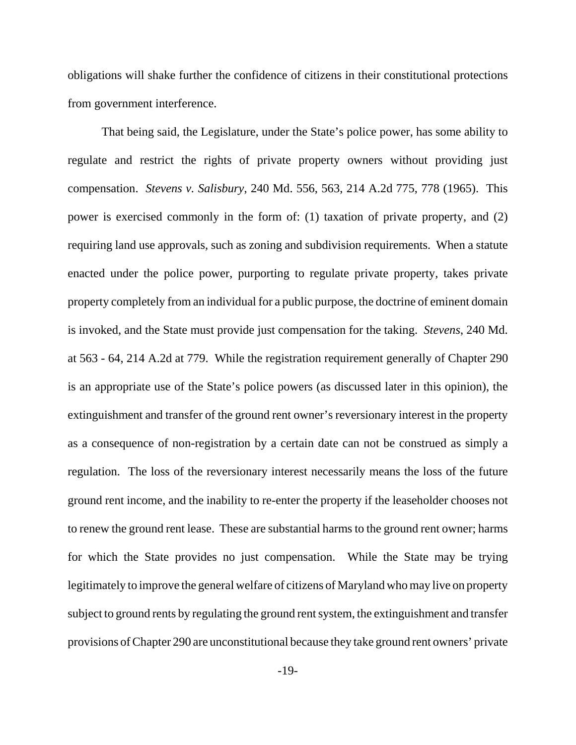obligations will shake further the confidence of citizens in their constitutional protections from government interference.

That being said, the Legislature, under the State's police power, has some ability to regulate and restrict the rights of private property owners without providing just compensation. *Stevens v. Salisbury*, 240 Md. 556, 563, 214 A.2d 775, 778 (1965). This power is exercised commonly in the form of: (1) taxation of private property, and (2) requiring land use approvals, such as zoning and subdivision requirements. When a statute enacted under the police power, purporting to regulate private property, takes private property completely from an individual for a public purpose, the doctrine of eminent domain is invoked, and the State must provide just compensation for the taking. *Stevens*, 240 Md. at 563 - 64, 214 A.2d at 779. While the registration requirement generally of Chapter 290 is an appropriate use of the State's police powers (as discussed later in this opinion), the extinguishment and transfer of the ground rent owner's reversionary interest in the property as a consequence of non-registration by a certain date can not be construed as simply a regulation. The loss of the reversionary interest necessarily means the loss of the future ground rent income, and the inability to re-enter the property if the leaseholder chooses not to renew the ground rent lease. These are substantial harms to the ground rent owner; harms for which the State provides no just compensation. While the State may be trying legitimately to improve the general welfare of citizens of Maryland who may live on property subject to ground rents by regulating the ground rent system, the extinguishment and transfer provisions of Chapter 290 are unconstitutional because they take ground rent owners' private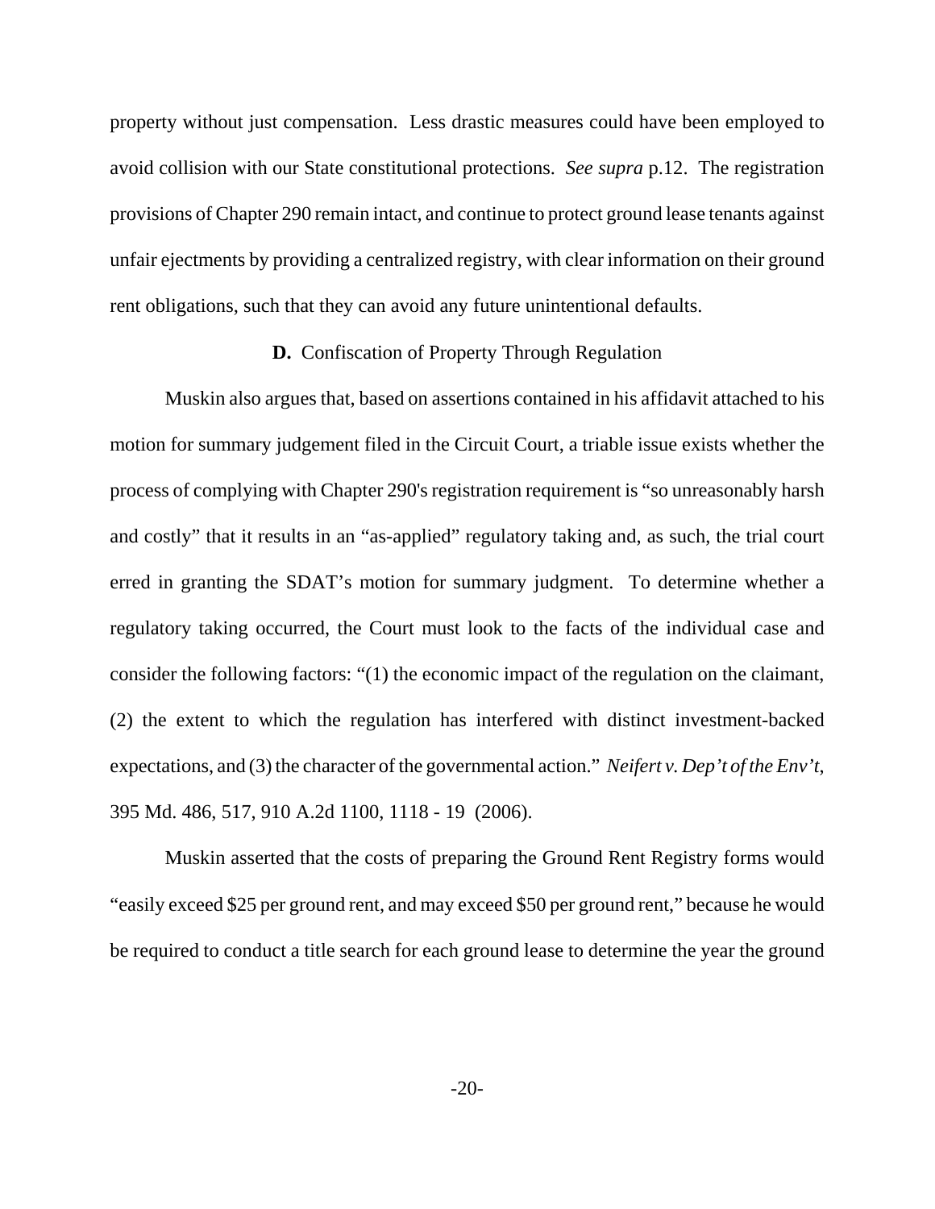property without just compensation. Less drastic measures could have been employed to avoid collision with our State constitutional protections. *See supra* p.12. The registration provisions of Chapter 290 remain intact, and continue to protect ground lease tenants against unfair ejectments by providing a centralized registry, with clear information on their ground rent obligations, such that they can avoid any future unintentional defaults.

**D.** Confiscation of Property Through Regulation

Muskin also argues that, based on assertions contained in his affidavit attached to his motion for summary judgement filed in the Circuit Court, a triable issue exists whether the process of complying with Chapter 290's registration requirement is "so unreasonably harsh and costly" that it results in an "as-applied" regulatory taking and, as such, the trial court erred in granting the SDAT's motion for summary judgment. To determine whether a regulatory taking occurred, the Court must look to the facts of the individual case and consider the following factors: "(1) the economic impact of the regulation on the claimant, (2) the extent to which the regulation has interfered with distinct investment-backed expectations, and (3) the character of the governmental action." *Neifert v. Dep't of the Env't*, 395 Md. 486, 517, 910 A.2d 1100, 1118 - 19 (2006).

Muskin asserted that the costs of preparing the Ground Rent Registry forms would "easily exceed $25 per ground rent, and may exceed $50 per ground rent," because he would be required to conduct a title search for each ground lease to determine the year the ground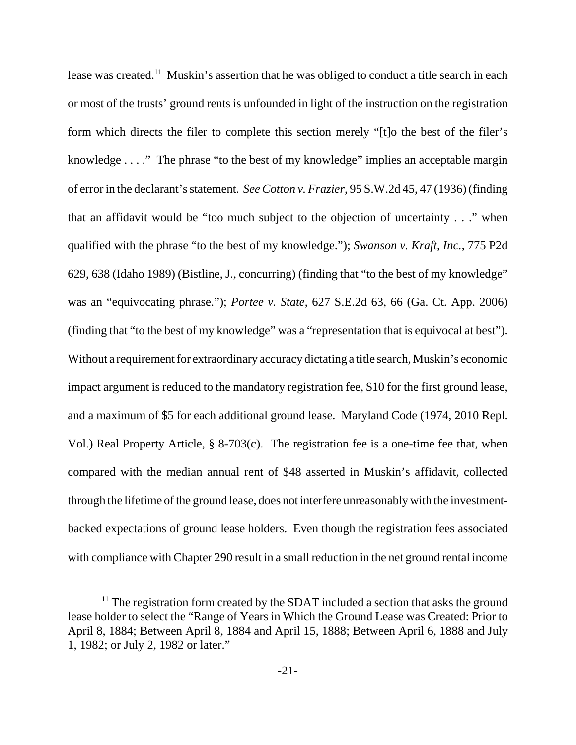lease was created.[11] Muskin's assertion that he was obliged to conduct a title search in each or most of the trusts' ground rents is unfounded in light of the instruction on the registration form which directs the filer to complete this section merely "[t]o the best of the filer's knowledge . . . ." The phrase "to the best of my knowledge" implies an acceptable margin of error in the declarant's statement. *See Cotton v. Frazier*, 95 S.W.2d 45, 47 (1936) (finding that an affidavit would be "too much subject to the objection of uncertainty . . ." when qualified with the phrase "to the best of my knowledge."); *Swanson v. Kraft, Inc.*, 775 P2d 629, 638 (Idaho 1989) (Bistline, J., concurring) (finding that "to the best of my knowledge" was an "equivocating phrase."); *Portee v. State*, 627 S.E.2d 63, 66 (Ga. Ct. App. 2006) (finding that "to the best of my knowledge" was a "representation that is equivocal at best"). Without a requirement for extraordinary accuracy dictating a title search, Muskin's economic impact argument is reduced to the mandatory registration fee, $10 for the first ground lease, and a maximum of $5 for each additional ground lease. Maryland Code (1974, 2010 Repl. Vol.) Real Property Article, § 8-703(c). The registration fee is a one-time fee that, when compared with the median annual rent of $48 asserted in Muskin's affidavit, collected through the lifetime of the ground lease, does not interfere unreasonably with the investment-backed expectations of ground lease holders. Even though the registration fees associated with compliance with Chapter 290 result in a small reduction in the net ground rental income

[11] The registration form created by the SDAT included a section that asks the ground lease holder to select the "Range of Years in Which the Ground Lease was Created: Prior to April 8, 1884; Between April 8, 1884 and April 15, 1888; Between April 6, 1888 and July 1, 1982; or July 2, 1982 or later."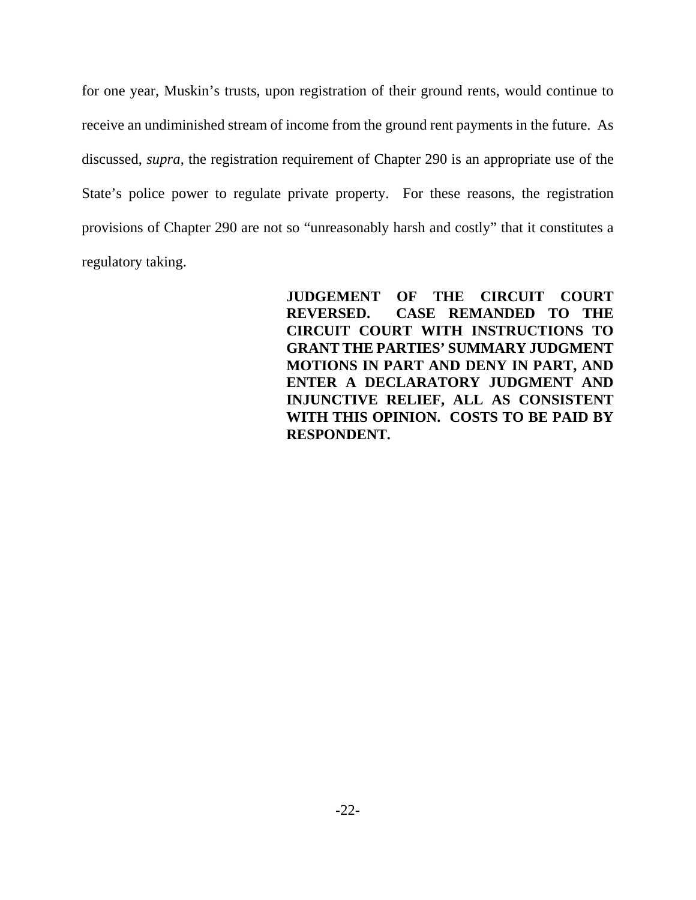for one year, Muskin's trusts, upon registration of their ground rents, would continue to receive an undiminished stream of income from the ground rent payments in the future. As discussed, *supra*, the registration requirement of Chapter 290 is an appropriate use of the State's police power to regulate private property. For these reasons, the registration provisions of Chapter 290 are not so "unreasonably harsh and costly" that it constitutes a regulatory taking.

**JUDGEMENT OF THE CIRCUIT COURT REVERSED. CASE REMANDED TO THE CIRCUIT COURT WITH INSTRUCTIONS TO GRANT THE PARTIES' SUMMARY JUDGMENT MOTIONS IN PART AND DENY IN PART, AND ENTER A DECLARATORY JUDGMENT AND INJUNCTIVE RELIEF, ALL AS CONSISTENT WITH THIS OPINION. COSTS TO BE PAID BY RESPONDENT.**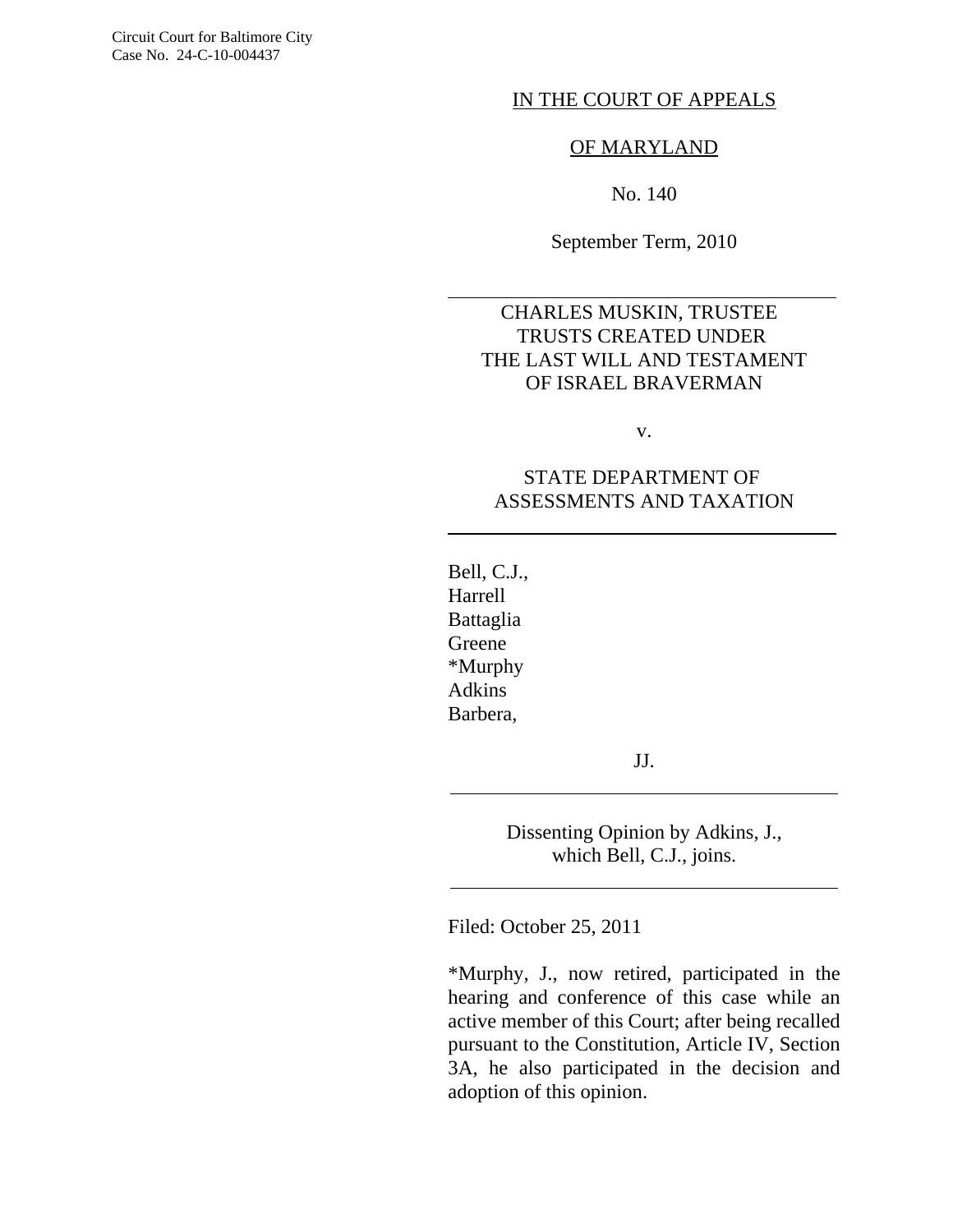Circuit Court for Baltimore City
Case No. 24-C-10-004437

IN THE COURT OF APPEALS

OF MARYLAND

No. 140

September Term, 2010

---

CHARLES MUSKIN, TRUSTEE
TRUSTS CREATED UNDER
THE LAST WILL AND TESTAMENT
OF ISRAEL BRAVERMAN

v.

STATE DEPARTMENT OF
ASSESSMENTS AND TAXATION

---

Bell, C.J.,
Harrell
Battaglia
Greene
*Murphy
Adkins
Barbera,

JJ.

---

Dissenting Opinion by Adkins, J.,
which Bell, C.J., joins.

---

Filed: October 25, 2011

*Murphy, J., now retired, participated in the hearing and conference of this case while an active member of this Court; after being recalled pursuant to the Constitution, Article IV, Section 3A, he also participated in the decision and adoption of this opinion.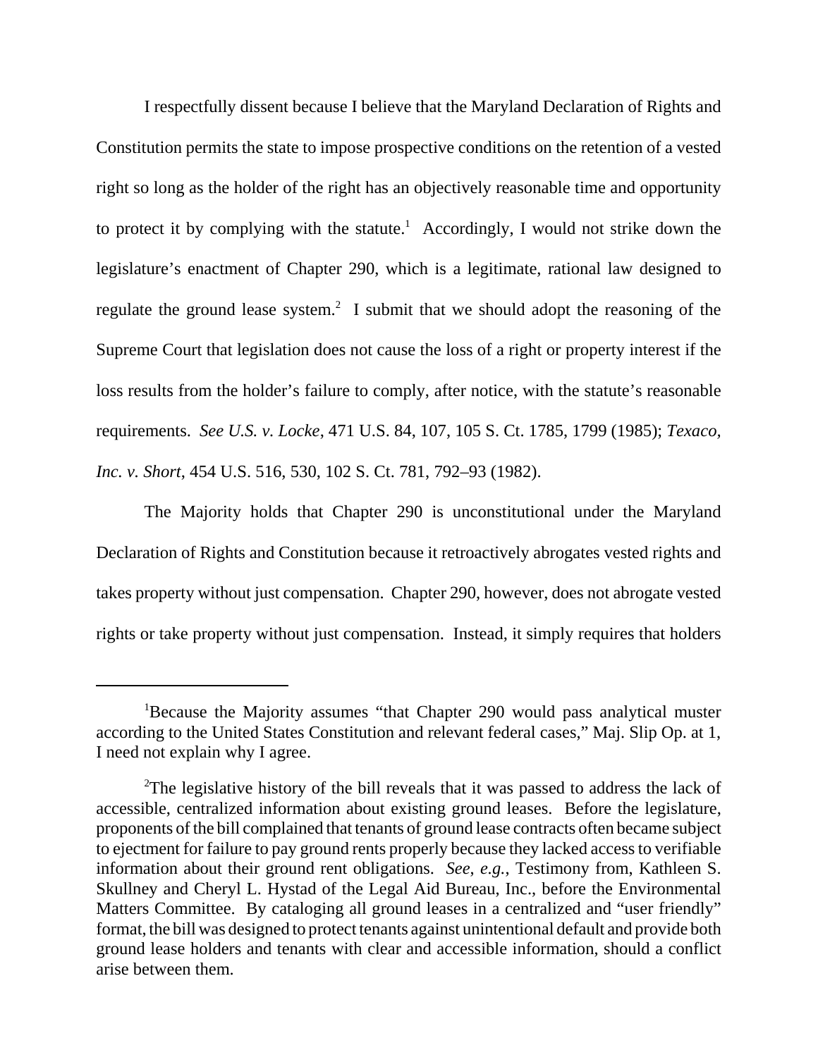I respectfully dissent because I believe that the Maryland Declaration of Rights and Constitution permits the state to impose prospective conditions on the retention of a vested right so long as the holder of the right has an objectively reasonable time and opportunity to protect it by complying with the statute.[1] Accordingly, I would not strike down the legislature's enactment of Chapter 290, which is a legitimate, rational law designed to regulate the ground lease system.[2] I submit that we should adopt the reasoning of the Supreme Court that legislation does not cause the loss of a right or property interest if the loss results from the holder's failure to comply, after notice, with the statute's reasonable requirements. *See U.S. v. Locke*, 471 U.S. 84, 107, 105 S. Ct. 1785, 1799 (1985); *Texaco, Inc. v. Short*, 454 U.S. 516, 530, 102 S. Ct. 781, 792–93 (1982).

The Majority holds that Chapter 290 is unconstitutional under the Maryland Declaration of Rights and Constitution because it retroactively abrogates vested rights and takes property without just compensation. Chapter 290, however, does not abrogate vested rights or take property without just compensation. Instead, it simply requires that holders

---

[1]Because the Majority assumes "that Chapter 290 would pass analytical muster according to the United States Constitution and relevant federal cases," Maj. Slip Op. at 1, I need not explain why I agree.

[2]The legislative history of the bill reveals that it was passed to address the lack of accessible, centralized information about existing ground leases. Before the legislature, proponents of the bill complained that tenants of ground lease contracts often became subject to ejectment for failure to pay ground rents properly because they lacked access to verifiable information about their ground rent obligations. *See, e.g.*, Testimony from, Kathleen S. Skullney and Cheryl L. Hystad of the Legal Aid Bureau, Inc., before the Environmental Matters Committee. By cataloging all ground leases in a centralized and "user friendly" format, the bill was designed to protect tenants against unintentional default and provide both ground lease holders and tenants with clear and accessible information, should a conflict arise between them.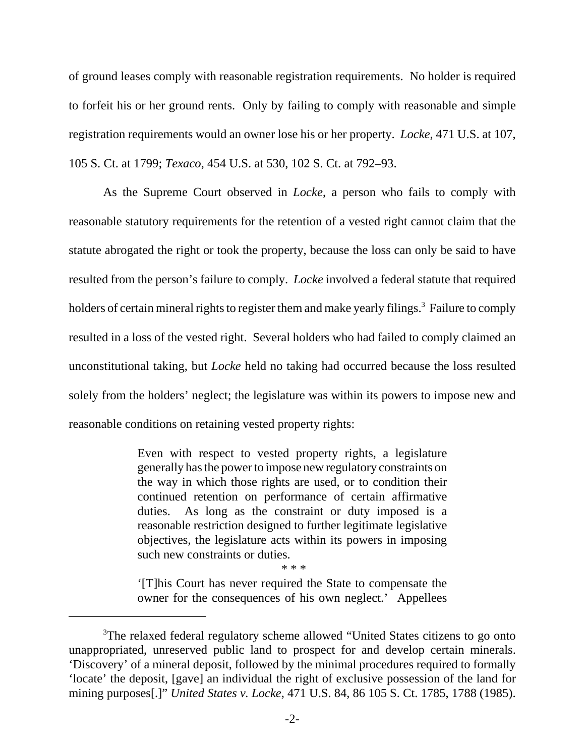of ground leases comply with reasonable registration requirements. No holder is required to forfeit his or her ground rents. Only by failing to comply with reasonable and simple registration requirements would an owner lose his or her property. *Locke*, 471 U.S. at 107, 105 S. Ct. at 1799; *Texaco*, 454 U.S. at 530, 102 S. Ct. at 792–93.

As the Supreme Court observed in *Locke*, a person who fails to comply with reasonable statutory requirements for the retention of a vested right cannot claim that the statute abrogated the right or took the property, because the loss can only be said to have resulted from the person's failure to comply. *Locke* involved a federal statute that required holders of certain mineral rights to register them and make yearly filings.[3] Failure to comply resulted in a loss of the vested right. Several holders who had failed to comply claimed an unconstitutional taking, but *Locke* held no taking had occurred because the loss resulted solely from the holders' neglect; the legislature was within its powers to impose new and reasonable conditions on retaining vested property rights:

> Even with respect to vested property rights, a legislature generally has the power to impose new regulatory constraints on the way in which those rights are used, or to condition their continued retention on performance of certain affirmative duties. As long as the constraint or duty imposed is a reasonable restriction designed to further legitimate legislative objectives, the legislature acts within its powers in imposing such new constraints or duties.
>
> \* \* \*
>
> '[T]his Court has never required the State to compensate the owner for the consequences of his own neglect.' Appellees

---

[3]The relaxed federal regulatory scheme allowed "United States citizens to go onto unappropriated, unreserved public land to prospect for and develop certain minerals. 'Discovery' of a mineral deposit, followed by the minimal procedures required to formally 'locate' the deposit, [gave] an individual the right of exclusive possession of the land for mining purposes[.]" *United States v. Locke*, 471 U.S. 84, 86 105 S. Ct. 1785, 1788 (1985).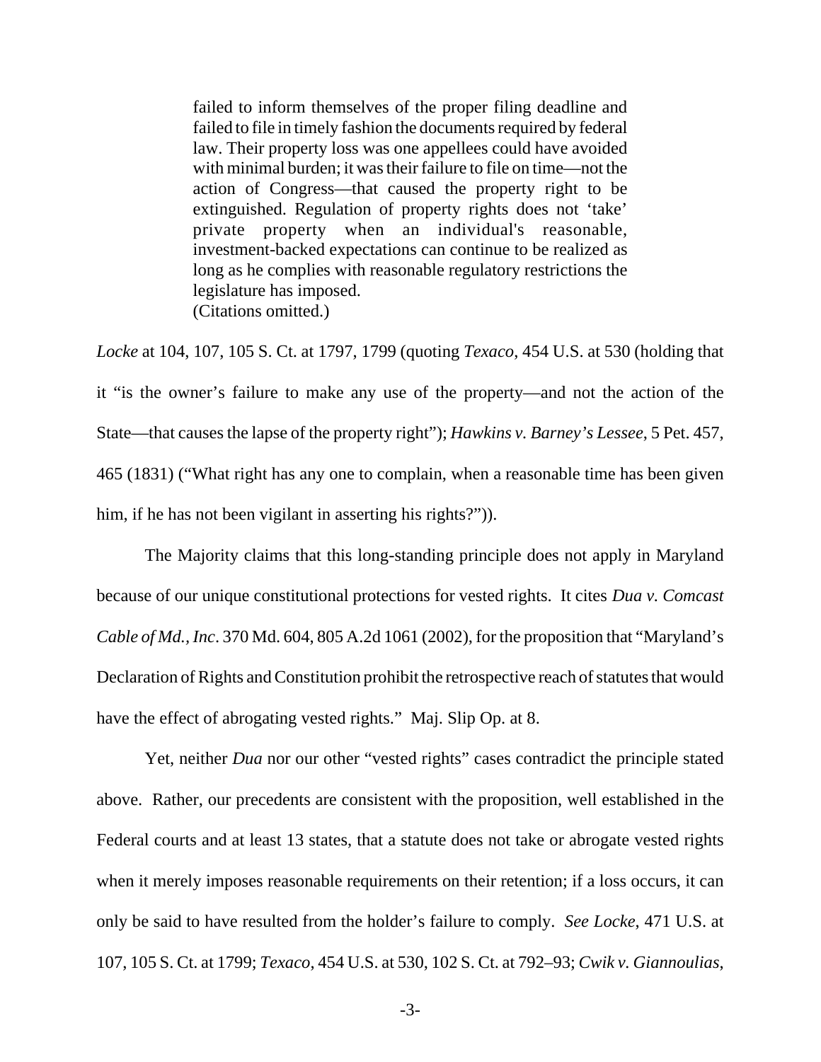> failed to inform themselves of the proper filing deadline and failed to file in timely fashion the documents required by federal law. Their property loss was one appellees could have avoided with minimal burden; it was their failure to file on time—not the action of Congress—that caused the property right to be extinguished. Regulation of property rights does not 'take' private property when an individual's reasonable, investment-backed expectations can continue to be realized as long as he complies with reasonable regulatory restrictions the legislature has imposed.
> (Citations omitted.)

*Locke* at 104, 107, 105 S. Ct. at 1797, 1799 (quoting *Texaco*, 454 U.S. at 530 (holding that it "is the owner's failure to make any use of the property—and not the action of the State—that causes the lapse of the property right"); *Hawkins v. Barney's Lessee*, 5 Pet. 457, 465 (1831) ("What right has any one to complain, when a reasonable time has been given him, if he has not been vigilant in asserting his rights?")).

The Majority claims that this long-standing principle does not apply in Maryland because of our unique constitutional protections for vested rights. It cites *Dua v. Comcast Cable of Md., Inc*. 370 Md. 604, 805 A.2d 1061 (2002), for the proposition that "Maryland's Declaration of Rights and Constitution prohibit the retrospective reach of statutes that would have the effect of abrogating vested rights." Maj. Slip Op. at 8.

Yet, neither *Dua* nor our other "vested rights" cases contradict the principle stated above. Rather, our precedents are consistent with the proposition, well established in the Federal courts and at least 13 states, that a statute does not take or abrogate vested rights when it merely imposes reasonable requirements on their retention; if a loss occurs, it can only be said to have resulted from the holder's failure to comply. *See Locke*, 471 U.S. at 107, 105 S. Ct. at 1799; *Texaco*, 454 U.S. at 530, 102 S. Ct. at 792–93; *Cwik v. Giannoulias*,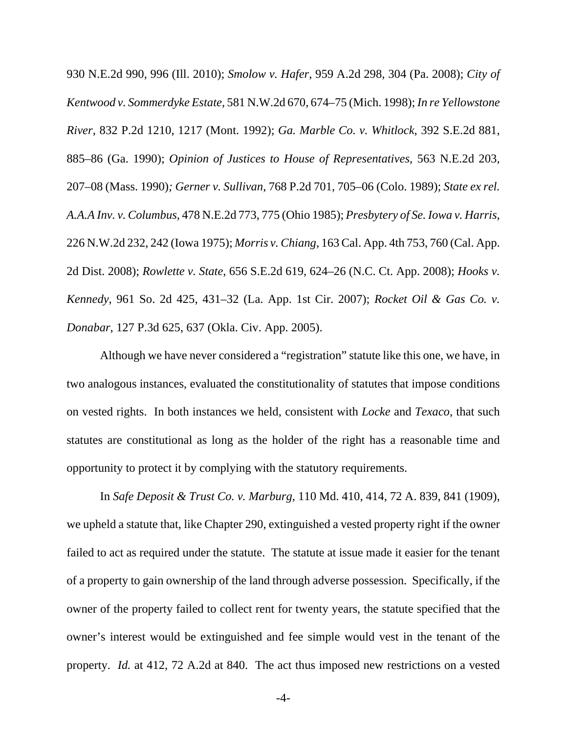930 N.E.2d 990, 996 (Ill. 2010); *Smolow v. Hafer*, 959 A.2d 298, 304 (Pa. 2008); *City of Kentwood v. Sommerdyke Estate*, 581 N.W.2d 670, 674–75 (Mich. 1998); *In re Yellowstone River*, 832 P.2d 1210, 1217 (Mont. 1992); *Ga. Marble Co. v. Whitlock*, 392 S.E.2d 881, 885–86 (Ga. 1990); *Opinion of Justices to House of Representatives*, 563 N.E.2d 203, 207–08 (Mass. 1990)*; Gerner v. Sullivan*, 768 P.2d 701, 705–06 (Colo. 1989); *State ex rel. A.A.A Inv. v. Columbus*, 478 N.E.2d 773, 775 (Ohio 1985); *Presbytery of Se. Iowa v. Harris*, 226 N.W.2d 232, 242 (Iowa 1975); *Morris v. Chiang*, 163 Cal. App. 4th 753, 760 (Cal. App. 2d Dist. 2008); *Rowlette v. State*, 656 S.E.2d 619, 624–26 (N.C. Ct. App. 2008); *Hooks v. Kennedy*, 961 So. 2d 425, 431–32 (La. App. 1st Cir. 2007); *Rocket Oil & Gas Co. v. Donabar*, 127 P.3d 625, 637 (Okla. Civ. App. 2005).

Although we have never considered a "registration" statute like this one, we have, in two analogous instances, evaluated the constitutionality of statutes that impose conditions on vested rights. In both instances we held, consistent with *Locke* and *Texaco*, that such statutes are constitutional as long as the holder of the right has a reasonable time and opportunity to protect it by complying with the statutory requirements.

In *Safe Deposit & Trust Co. v. Marburg*, 110 Md. 410, 414, 72 A. 839, 841 (1909), we upheld a statute that, like Chapter 290, extinguished a vested property right if the owner failed to act as required under the statute. The statute at issue made it easier for the tenant of a property to gain ownership of the land through adverse possession. Specifically, if the owner of the property failed to collect rent for twenty years, the statute specified that the owner's interest would be extinguished and fee simple would vest in the tenant of the property. *Id.* at 412, 72 A.2d at 840. The act thus imposed new restrictions on a vested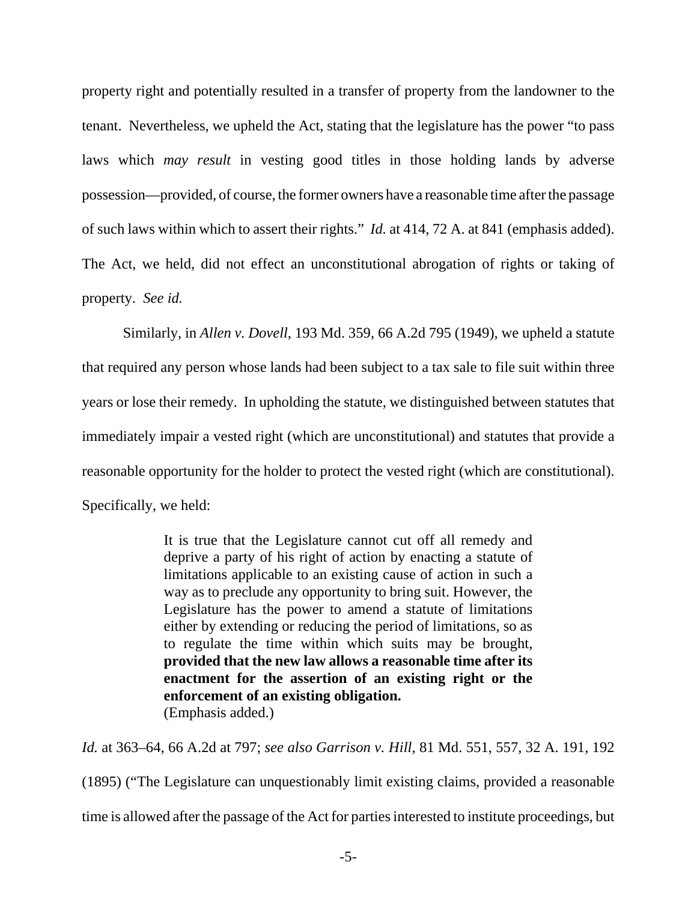property right and potentially resulted in a transfer of property from the landowner to the tenant. Nevertheless, we upheld the Act, stating that the legislature has the power "to pass laws which *may result* in vesting good titles in those holding lands by adverse possession—provided, of course, the former owners have a reasonable time after the passage of such laws within which to assert their rights." *Id.* at 414, 72 A. at 841 (emphasis added). The Act, we held, did not effect an unconstitutional abrogation of rights or taking of property. *See id.*

Similarly, in *Allen v. Dovell*, 193 Md. 359, 66 A.2d 795 (1949), we upheld a statute that required any person whose lands had been subject to a tax sale to file suit within three years or lose their remedy. In upholding the statute, we distinguished between statutes that immediately impair a vested right (which are unconstitutional) and statutes that provide a reasonable opportunity for the holder to protect the vested right (which are constitutional). Specifically, we held:

> It is true that the Legislature cannot cut off all remedy and deprive a party of his right of action by enacting a statute of limitations applicable to an existing cause of action in such a way as to preclude any opportunity to bring suit. However, the Legislature has the power to amend a statute of limitations either by extending or reducing the period of limitations, so as to regulate the time within which suits may be brought, **provided that the new law allows a reasonable time after its enactment for the assertion of an existing right or the enforcement of an existing obligation.**
> (Emphasis added.)

*Id.* at 363–64, 66 A.2d at 797; *see also Garrison v. Hill*, 81 Md. 551, 557, 32 A. 191, 192 (1895) ("The Legislature can unquestionably limit existing claims, provided a reasonable time is allowed after the passage of the Act for parties interested to institute proceedings, but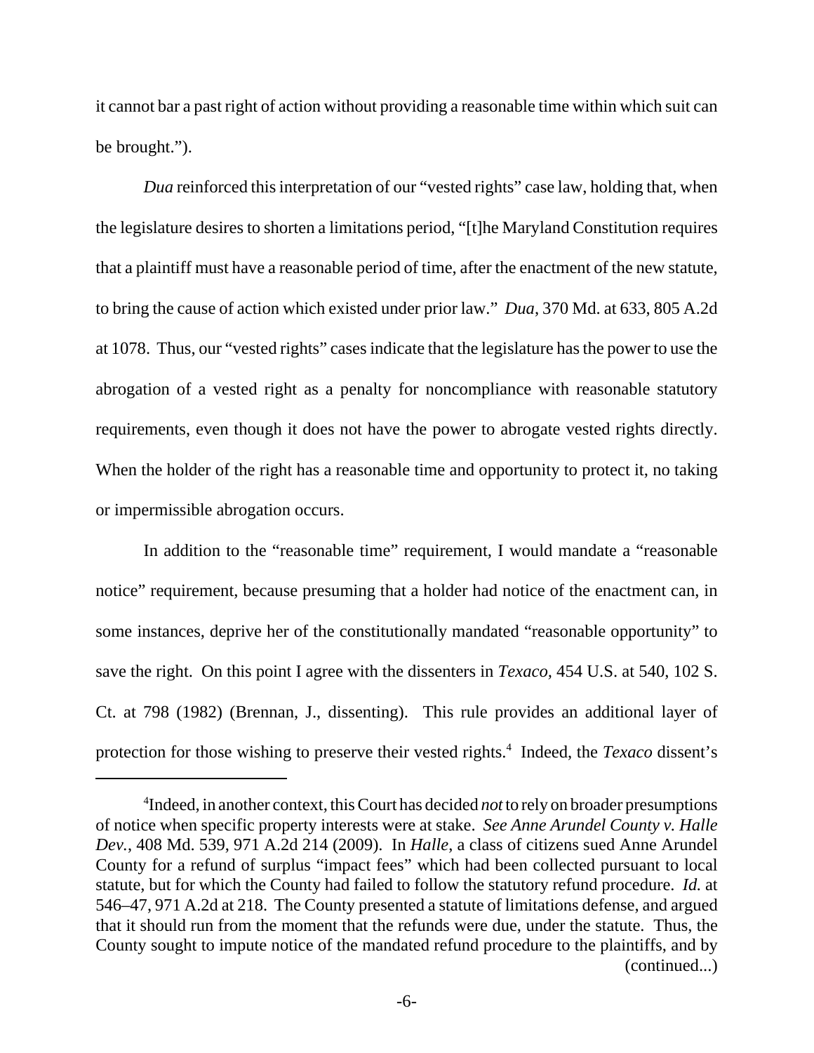it cannot bar a past right of action without providing a reasonable time within which suit can be brought.").

*Dua* reinforced this interpretation of our "vested rights" case law, holding that, when the legislature desires to shorten a limitations period, "[t]he Maryland Constitution requires that a plaintiff must have a reasonable period of time, after the enactment of the new statute, to bring the cause of action which existed under prior law." *Dua*, 370 Md. at 633, 805 A.2d at 1078. Thus, our "vested rights" cases indicate that the legislature has the power to use the abrogation of a vested right as a penalty for noncompliance with reasonable statutory requirements, even though it does not have the power to abrogate vested rights directly. When the holder of the right has a reasonable time and opportunity to protect it, no taking or impermissible abrogation occurs.

In addition to the "reasonable time" requirement, I would mandate a "reasonable notice" requirement, because presuming that a holder had notice of the enactment can, in some instances, deprive her of the constitutionally mandated "reasonable opportunity" to save the right. On this point I agree with the dissenters in *Texaco,* 454 U.S. at 540, 102 S. Ct. at 798 (1982) (Brennan, J., dissenting). This rule provides an additional layer of protection for those wishing to preserve their vested rights.[4] Indeed, the *Texaco* dissent's

---

[4]Indeed, in another context, this Court has decided *not* to rely on broader presumptions of notice when specific property interests were at stake. *See Anne Arundel County v. Halle Dev.*, 408 Md. 539, 971 A.2d 214 (2009). In *Halle*, a class of citizens sued Anne Arundel County for a refund of surplus "impact fees" which had been collected pursuant to local statute, but for which the County had failed to follow the statutory refund procedure. *Id.* at 546–47, 971 A.2d at 218. The County presented a statute of limitations defense, and argued that it should run from the moment that the refunds were due, under the statute. Thus, the County sought to impute notice of the mandated refund procedure to the plaintiffs, and by (continued...)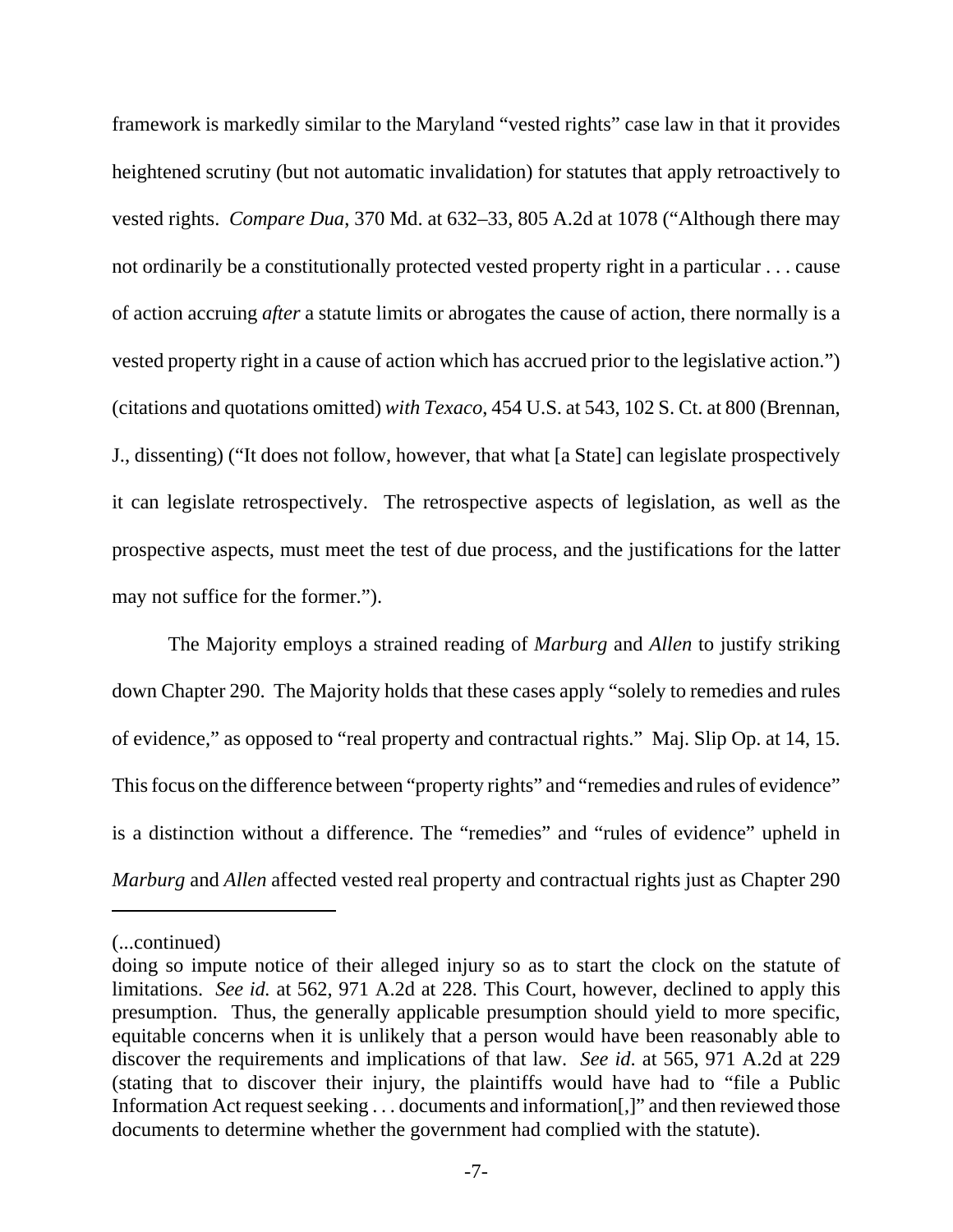framework is markedly similar to the Maryland "vested rights" case law in that it provides heightened scrutiny (but not automatic invalidation) for statutes that apply retroactively to vested rights. *Compare Dua*, 370 Md. at 632–33, 805 A.2d at 1078 ("Although there may not ordinarily be a constitutionally protected vested property right in a particular . . . cause of action accruing *after* a statute limits or abrogates the cause of action, there normally is a vested property right in a cause of action which has accrued prior to the legislative action.") (citations and quotations omitted) *with Texaco*, 454 U.S. at 543, 102 S. Ct. at 800 (Brennan, J., dissenting) ("It does not follow, however, that what [a State] can legislate prospectively it can legislate retrospectively. The retrospective aspects of legislation, as well as the prospective aspects, must meet the test of due process, and the justifications for the latter may not suffice for the former.").

The Majority employs a strained reading of *Marburg* and *Allen* to justify striking down Chapter 290. The Majority holds that these cases apply "solely to remedies and rules of evidence," as opposed to "real property and contractual rights." Maj. Slip Op. at 14, 15. This focus on the difference between "property rights" and "remedies and rules of evidence" is a distinction without a difference. The "remedies" and "rules of evidence" upheld in *Marburg* and *Allen* affected vested real property and contractual rights just as Chapter 290

---

(...continued)

doing so impute notice of their alleged injury so as to start the clock on the statute of limitations. *See id.* at 562, 971 A.2d at 228. This Court, however, declined to apply this presumption. Thus, the generally applicable presumption should yield to more specific, equitable concerns when it is unlikely that a person would have been reasonably able to discover the requirements and implications of that law. *See id*. at 565, 971 A.2d at 229 (stating that to discover their injury, the plaintiffs would have had to "file a Public Information Act request seeking . . . documents and information[,]" and then reviewed those documents to determine whether the government had complied with the statute).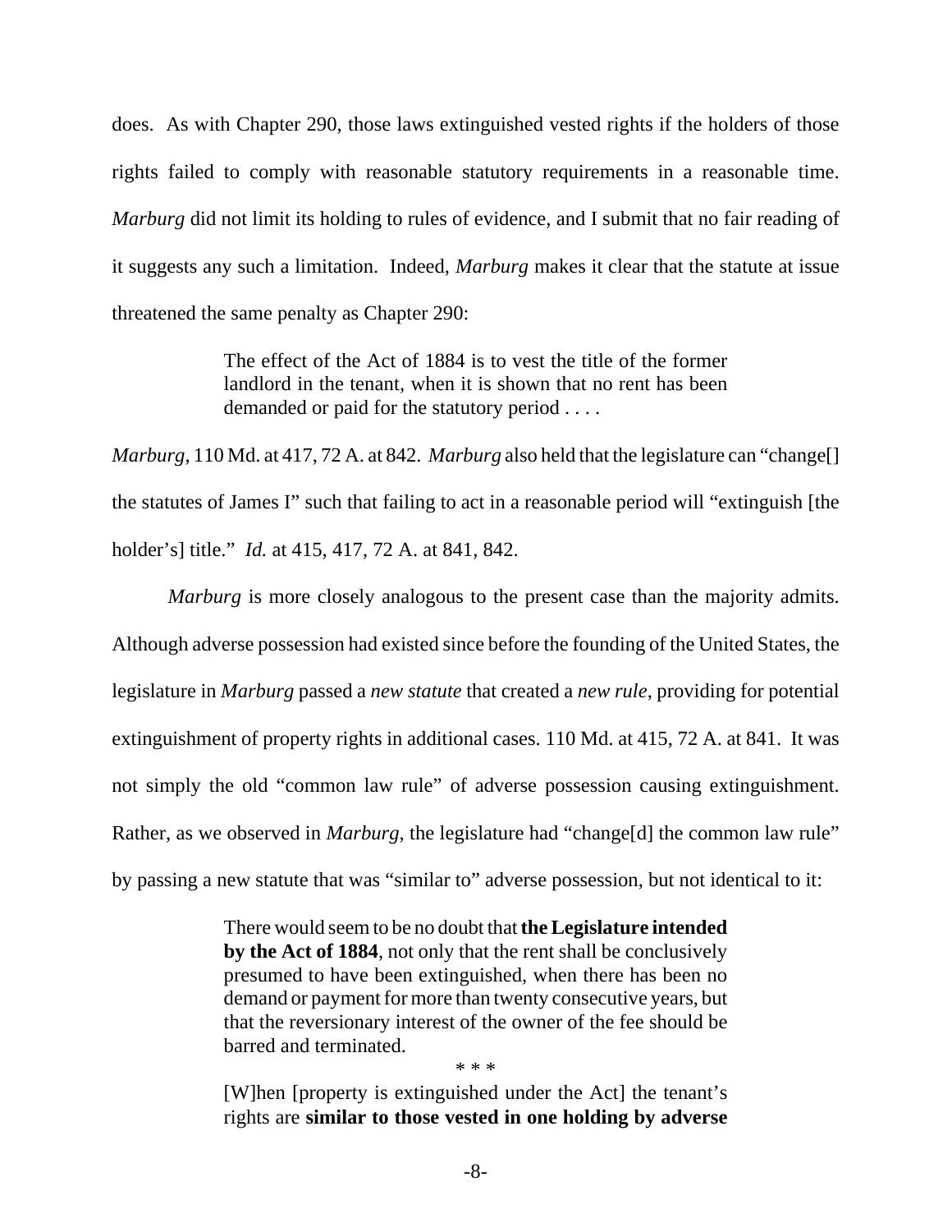does. As with Chapter 290, those laws extinguished vested rights if the holders of those rights failed to comply with reasonable statutory requirements in a reasonable time. *Marburg* did not limit its holding to rules of evidence, and I submit that no fair reading of it suggests any such a limitation. Indeed, *Marburg* makes it clear that the statute at issue threatened the same penalty as Chapter 290:

> The effect of the Act of 1884 is to vest the title of the former landlord in the tenant, when it is shown that no rent has been demanded or paid for the statutory period . . . .

*Marburg*, 110 Md. at 417, 72 A. at 842. *Marburg* also held that the legislature can "change[] the statutes of James I" such that failing to act in a reasonable period will "extinguish [the holder's] title." *Id.* at 415, 417, 72 A. at 841, 842.

*Marburg* is more closely analogous to the present case than the majority admits. Although adverse possession had existed since before the founding of the United States, the legislature in *Marburg* passed a *new statute* that created a *new rule*, providing for potential extinguishment of property rights in additional cases. 110 Md. at 415, 72 A. at 841. It was not simply the old "common law rule" of adverse possession causing extinguishment. Rather, as we observed in *Marburg,* the legislature had "change[d] the common law rule" by passing a new statute that was "similar to" adverse possession, but not identical to it:

> There would seem to be no doubt that **the Legislature intended by the Act of 1884**, not only that the rent shall be conclusively presumed to have been extinguished, when there has been no demand or payment for more than twenty consecutive years, but that the reversionary interest of the owner of the fee should be barred and terminated.
>
> \* \* \*
>
> [W]hen [property is extinguished under the Act] the tenant's rights are **similar to those vested in one holding by adverse**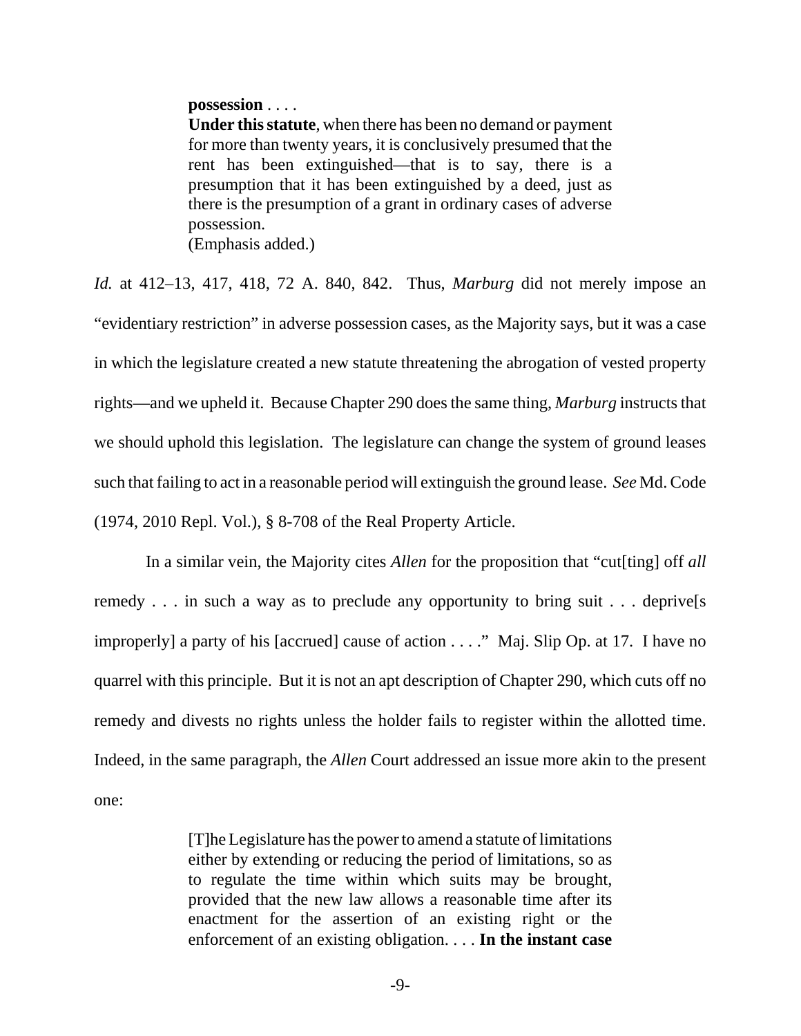> **possession** . . . .
> **Under this statute**, when there has been no demand or payment for more than twenty years, it is conclusively presumed that the rent has been extinguished—that is to say, there is a presumption that it has been extinguished by a deed, just as there is the presumption of a grant in ordinary cases of adverse possession.
> (Emphasis added.)

*Id.* at 412–13, 417, 418, 72 A. 840, 842. Thus, *Marburg* did not merely impose an "evidentiary restriction" in adverse possession cases, as the Majority says, but it was a case in which the legislature created a new statute threatening the abrogation of vested property rights—and we upheld it. Because Chapter 290 does the same thing, *Marburg* instructs that we should uphold this legislation. The legislature can change the system of ground leases such that failing to act in a reasonable period will extinguish the ground lease. *See* Md. Code (1974, 2010 Repl. Vol.), § 8-708 of the Real Property Article.

In a similar vein, the Majority cites *Allen* for the proposition that "cut[ting] off *all* remedy . . . in such a way as to preclude any opportunity to bring suit . . . deprive[s improperly] a party of his [accrued] cause of action . . . ." Maj. Slip Op. at 17. I have no quarrel with this principle. But it is not an apt description of Chapter 290, which cuts off no remedy and divests no rights unless the holder fails to register within the allotted time. Indeed, in the same paragraph, the *Allen* Court addressed an issue more akin to the present one:

> [T]he Legislature has the power to amend a statute of limitations either by extending or reducing the period of limitations, so as to regulate the time within which suits may be brought, provided that the new law allows a reasonable time after its enactment for the assertion of an existing right or the enforcement of an existing obligation. . . . **In the instant case**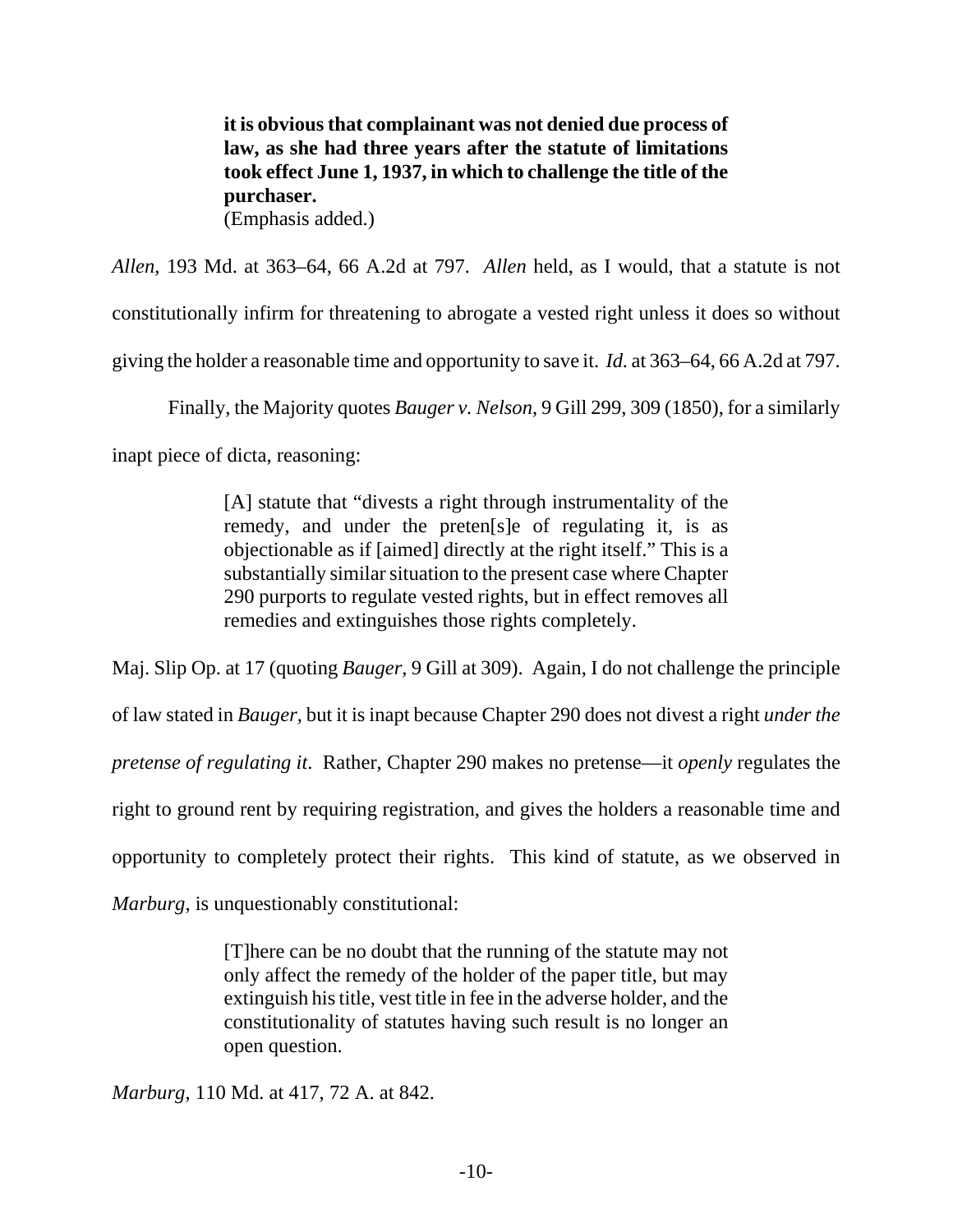> **it is obvious that complainant was not denied due process of law, as she had three years after the statute of limitations took effect June 1, 1937, in which to challenge the title of the purchaser.**
> (Emphasis added.)

*Allen*, 193 Md. at 363–64, 66 A.2d at 797. *Allen* held, as I would, that a statute is not constitutionally infirm for threatening to abrogate a vested right unless it does so without giving the holder a reasonable time and opportunity to save it. *Id.* at 363–64, 66 A.2d at 797.

Finally, the Majority quotes *Bauger v. Nelson*, 9 Gill 299, 309 (1850), for a similarly inapt piece of dicta, reasoning:

> [A] statute that "divests a right through instrumentality of the remedy, and under the preten[s]e of regulating it, is as objectionable as if [aimed] directly at the right itself." This is a substantially similar situation to the present case where Chapter 290 purports to regulate vested rights, but in effect removes all remedies and extinguishes those rights completely.

Maj. Slip Op. at 17 (quoting *Bauger*, 9 Gill at 309). Again, I do not challenge the principle of law stated in *Bauger*, but it is inapt because Chapter 290 does not divest a right *under the pretense of regulating it*. Rather, Chapter 290 makes no pretense—it *openly* regulates the right to ground rent by requiring registration, and gives the holders a reasonable time and opportunity to completely protect their rights. This kind of statute, as we observed in *Marburg*, is unquestionably constitutional:

> [T]here can be no doubt that the running of the statute may not only affect the remedy of the holder of the paper title, but may extinguish his title, vest title in fee in the adverse holder, and the constitutionality of statutes having such result is no longer an open question.

*Marburg*, 110 Md. at 417, 72 A. at 842.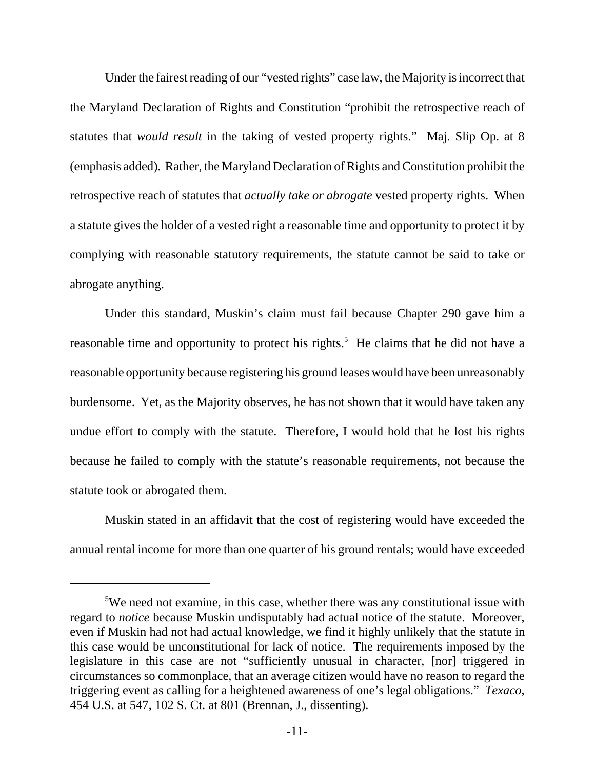Under the fairest reading of our "vested rights" case law, the Majority is incorrect that the Maryland Declaration of Rights and Constitution "prohibit the retrospective reach of statutes that *would result* in the taking of vested property rights." Maj. Slip Op. at 8 (emphasis added). Rather, the Maryland Declaration of Rights and Constitution prohibit the retrospective reach of statutes that *actually take or abrogate* vested property rights. When a statute gives the holder of a vested right a reasonable time and opportunity to protect it by complying with reasonable statutory requirements, the statute cannot be said to take or abrogate anything.

Under this standard, Muskin's claim must fail because Chapter 290 gave him a reasonable time and opportunity to protect his rights.[5] He claims that he did not have a reasonable opportunity because registering his ground leases would have been unreasonably burdensome. Yet, as the Majority observes, he has not shown that it would have taken any undue effort to comply with the statute. Therefore, I would hold that he lost his rights because he failed to comply with the statute's reasonable requirements, not because the statute took or abrogated them.

Muskin stated in an affidavit that the cost of registering would have exceeded the annual rental income for more than one quarter of his ground rentals; would have exceeded

---

[5]We need not examine, in this case, whether there was any constitutional issue with regard to *notice* because Muskin undisputably had actual notice of the statute. Moreover, even if Muskin had not had actual knowledge, we find it highly unlikely that the statute in this case would be unconstitutional for lack of notice. The requirements imposed by the legislature in this case are not "sufficiently unusual in character, [nor] triggered in circumstances so commonplace, that an average citizen would have no reason to regard the triggering event as calling for a heightened awareness of one's legal obligations." *Texaco*, 454 U.S. at 547, 102 S. Ct. at 801 (Brennan, J., dissenting).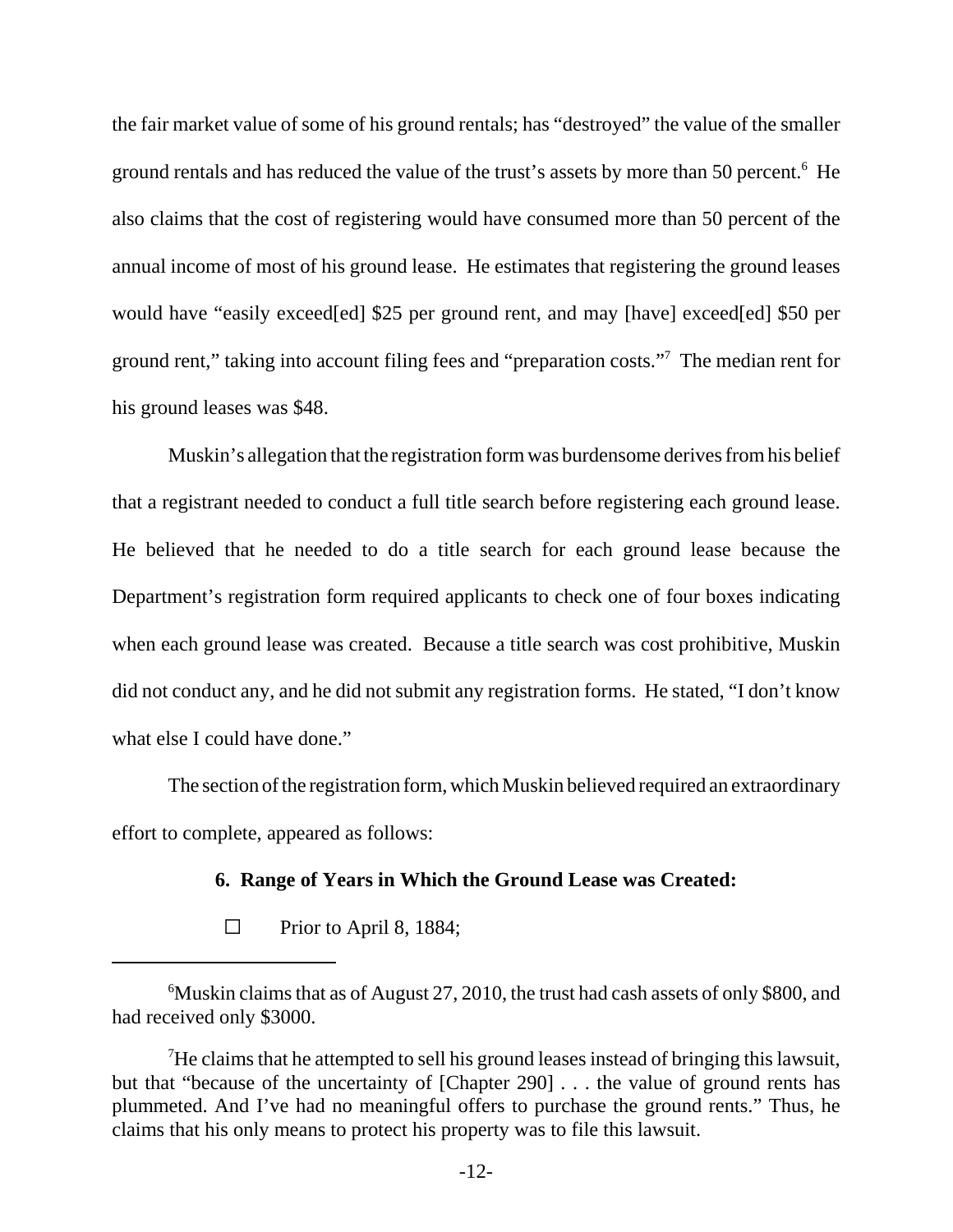the fair market value of some of his ground rentals; has "destroyed" the value of the smaller ground rentals and has reduced the value of the trust's assets by more than 50 percent.[6] He also claims that the cost of registering would have consumed more than 50 percent of the annual income of most of his ground lease. He estimates that registering the ground leases would have "easily exceed[ed] $25 per ground rent, and may [have] exceed[ed] $50 per ground rent," taking into account filing fees and "preparation costs."[7] The median rent for his ground leases was $48.

Muskin's allegation that the registration form was burdensome derives from his belief that a registrant needed to conduct a full title search before registering each ground lease. He believed that he needed to do a title search for each ground lease because the Department's registration form required applicants to check one of four boxes indicating when each ground lease was created. Because a title search was cost prohibitive, Muskin did not conduct any, and he did not submit any registration forms. He stated, "I don't know what else I could have done."

The section of the registration form, which Muskin believed required an extraordinary effort to complete, appeared as follows:

**6. Range of Years in Which the Ground Lease was Created:**

☐ Prior to April 8, 1884;

---

[6] Muskin claims that as of August 27, 2010, the trust had cash assets of only $800, and had received only $3000.

[7] He claims that he attempted to sell his ground leases instead of bringing this lawsuit, but that "because of the uncertainty of [Chapter 290] . . . the value of ground rents has plummeted. And I've had no meaningful offers to purchase the ground rents." Thus, he claims that his only means to protect his property was to file this lawsuit.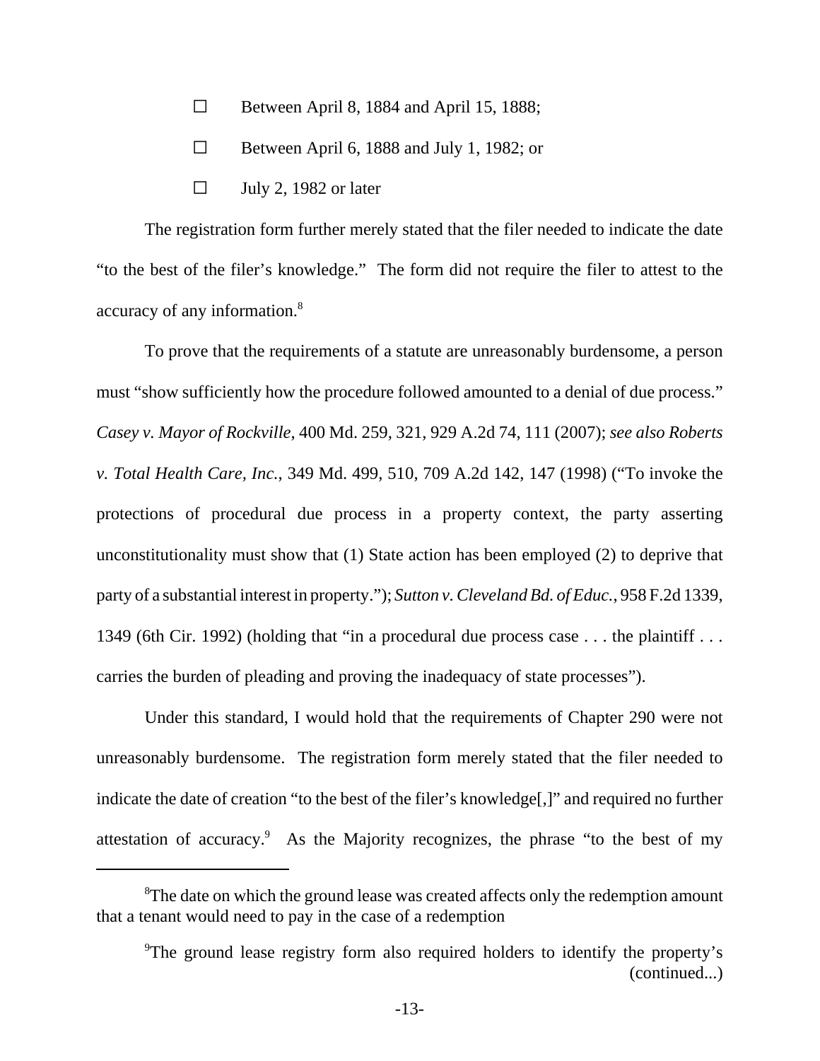☐ Between April 8, 1884 and April 15, 1888;

☐ Between April 6, 1888 and July 1, 1982; or

☐ July 2, 1982 or later

The registration form further merely stated that the filer needed to indicate the date "to the best of the filer's knowledge." The form did not require the filer to attest to the accuracy of any information.[8]

To prove that the requirements of a statute are unreasonably burdensome, a person must "show sufficiently how the procedure followed amounted to a denial of due process." *Casey v. Mayor of Rockville*, 400 Md. 259, 321, 929 A.2d 74, 111 (2007); *see also Roberts v. Total Health Care, Inc.*, 349 Md. 499, 510, 709 A.2d 142, 147 (1998) ("To invoke the protections of procedural due process in a property context, the party asserting unconstitutionality must show that (1) State action has been employed (2) to deprive that party of a substantial interest in property."); *Sutton v. Cleveland Bd. of Educ.*, 958 F.2d 1339, 1349 (6th Cir. 1992) (holding that "in a procedural due process case . . . the plaintiff . . . carries the burden of pleading and proving the inadequacy of state processes").

Under this standard, I would hold that the requirements of Chapter 290 were not unreasonably burdensome. The registration form merely stated that the filer needed to indicate the date of creation "to the best of the filer's knowledge[,]" and required no further attestation of accuracy.[9] As the Majority recognizes, the phrase "to the best of my

---

[8]The date on which the ground lease was created affects only the redemption amount that a tenant would need to pay in the case of a redemption

[9]The ground lease registry form also required holders to identify the property's (continued...)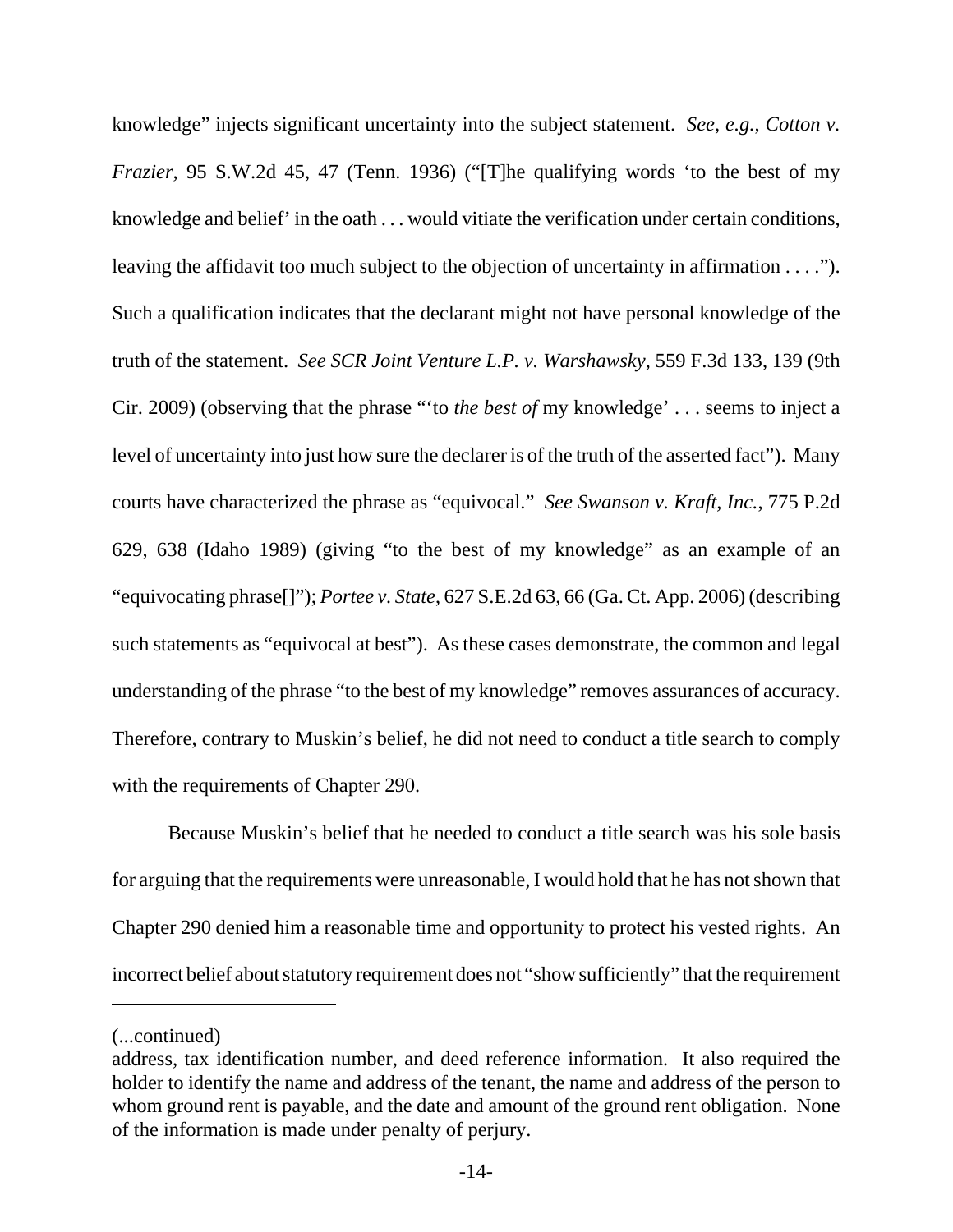knowledge" injects significant uncertainty into the subject statement. *See*, *e.g.*, *Cotton v. Frazier*, 95 S.W.2d 45, 47 (Tenn. 1936) ("[T]he qualifying words 'to the best of my knowledge and belief' in the oath . . . would vitiate the verification under certain conditions, leaving the affidavit too much subject to the objection of uncertainty in affirmation . . . ."). Such a qualification indicates that the declarant might not have personal knowledge of the truth of the statement. *See SCR Joint Venture L.P. v. Warshawsky*, 559 F.3d 133, 139 (9th Cir. 2009) (observing that the phrase "'to *the best of* my knowledge' . . . seems to inject a level of uncertainty into just how sure the declarer is of the truth of the asserted fact"). Many courts have characterized the phrase as "equivocal." *See Swanson v. Kraft, Inc.*, 775 P.2d 629, 638 (Idaho 1989) (giving "to the best of my knowledge" as an example of an "equivocating phrase[]"); *Portee v. State*, 627 S.E.2d 63, 66 (Ga. Ct. App. 2006) (describing such statements as "equivocal at best"). As these cases demonstrate, the common and legal understanding of the phrase "to the best of my knowledge" removes assurances of accuracy. Therefore, contrary to Muskin's belief, he did not need to conduct a title search to comply with the requirements of Chapter 290.

Because Muskin's belief that he needed to conduct a title search was his sole basis for arguing that the requirements were unreasonable, I would hold that he has not shown that Chapter 290 denied him a reasonable time and opportunity to protect his vested rights. An incorrect belief about statutory requirement does not "show sufficiently" that the requirement

---

(...continued)
address, tax identification number, and deed reference information. It also required the holder to identify the name and address of the tenant, the name and address of the person to whom ground rent is payable, and the date and amount of the ground rent obligation. None of the information is made under penalty of perjury.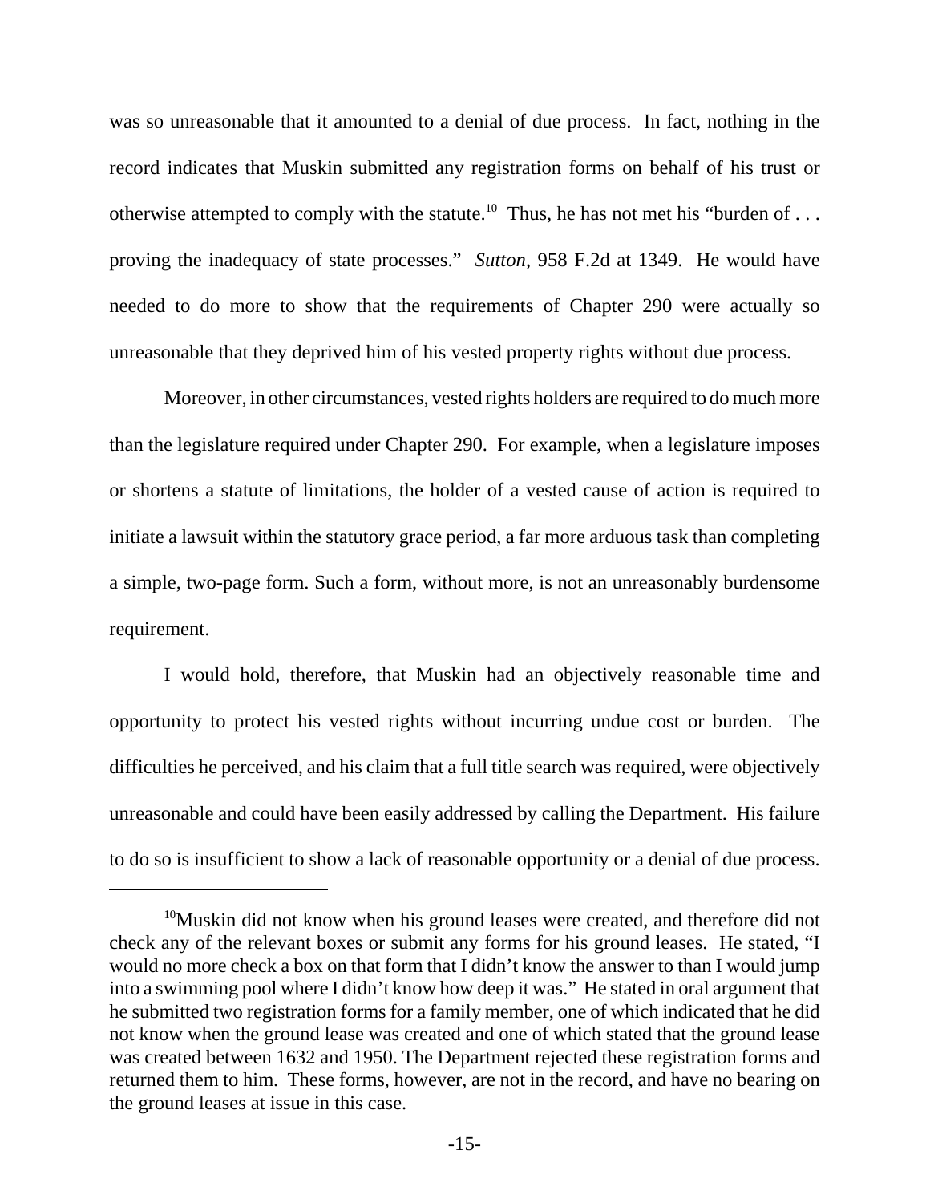was so unreasonable that it amounted to a denial of due process. In fact, nothing in the record indicates that Muskin submitted any registration forms on behalf of his trust or otherwise attempted to comply with the statute.[10] Thus, he has not met his "burden of . . . proving the inadequacy of state processes." *Sutton*, 958 F.2d at 1349. He would have needed to do more to show that the requirements of Chapter 290 were actually so unreasonable that they deprived him of his vested property rights without due process.

Moreover, in other circumstances, vested rights holders are required to do much more than the legislature required under Chapter 290. For example, when a legislature imposes or shortens a statute of limitations, the holder of a vested cause of action is required to initiate a lawsuit within the statutory grace period, a far more arduous task than completing a simple, two-page form. Such a form, without more, is not an unreasonably burdensome requirement.

I would hold, therefore, that Muskin had an objectively reasonable time and opportunity to protect his vested rights without incurring undue cost or burden. The difficulties he perceived, and his claim that a full title search was required, were objectively unreasonable and could have been easily addressed by calling the Department. His failure to do so is insufficient to show a lack of reasonable opportunity or a denial of due process.

---

[10] Muskin did not know when his ground leases were created, and therefore did not check any of the relevant boxes or submit any forms for his ground leases. He stated, "I would no more check a box on that form that I didn't know the answer to than I would jump into a swimming pool where I didn't know how deep it was." He stated in oral argument that he submitted two registration forms for a family member, one of which indicated that he did not know when the ground lease was created and one of which stated that the ground lease was created between 1632 and 1950. The Department rejected these registration forms and returned them to him. These forms, however, are not in the record, and have no bearing on the ground leases at issue in this case.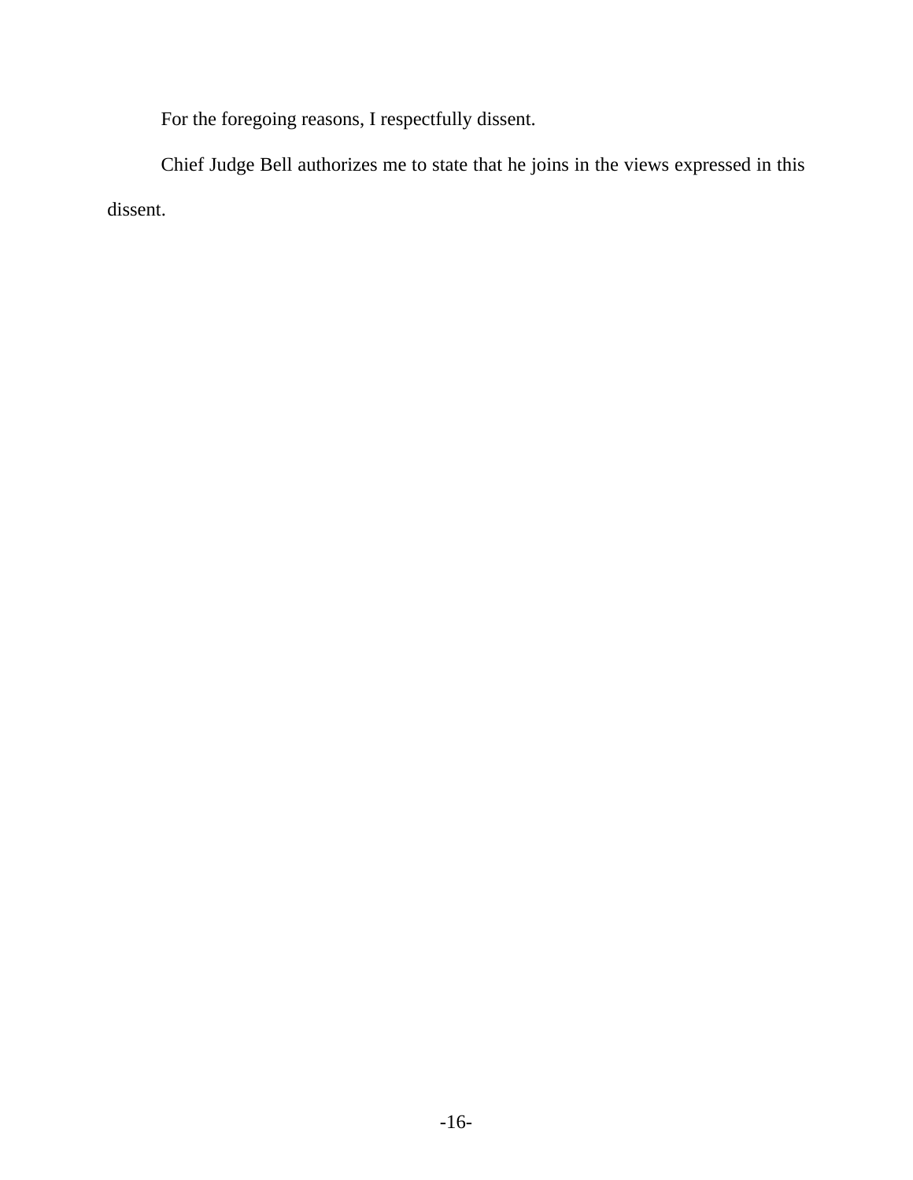For the foregoing reasons, I respectfully dissent.

Chief Judge Bell authorizes me to state that he joins in the views expressed in this dissent.